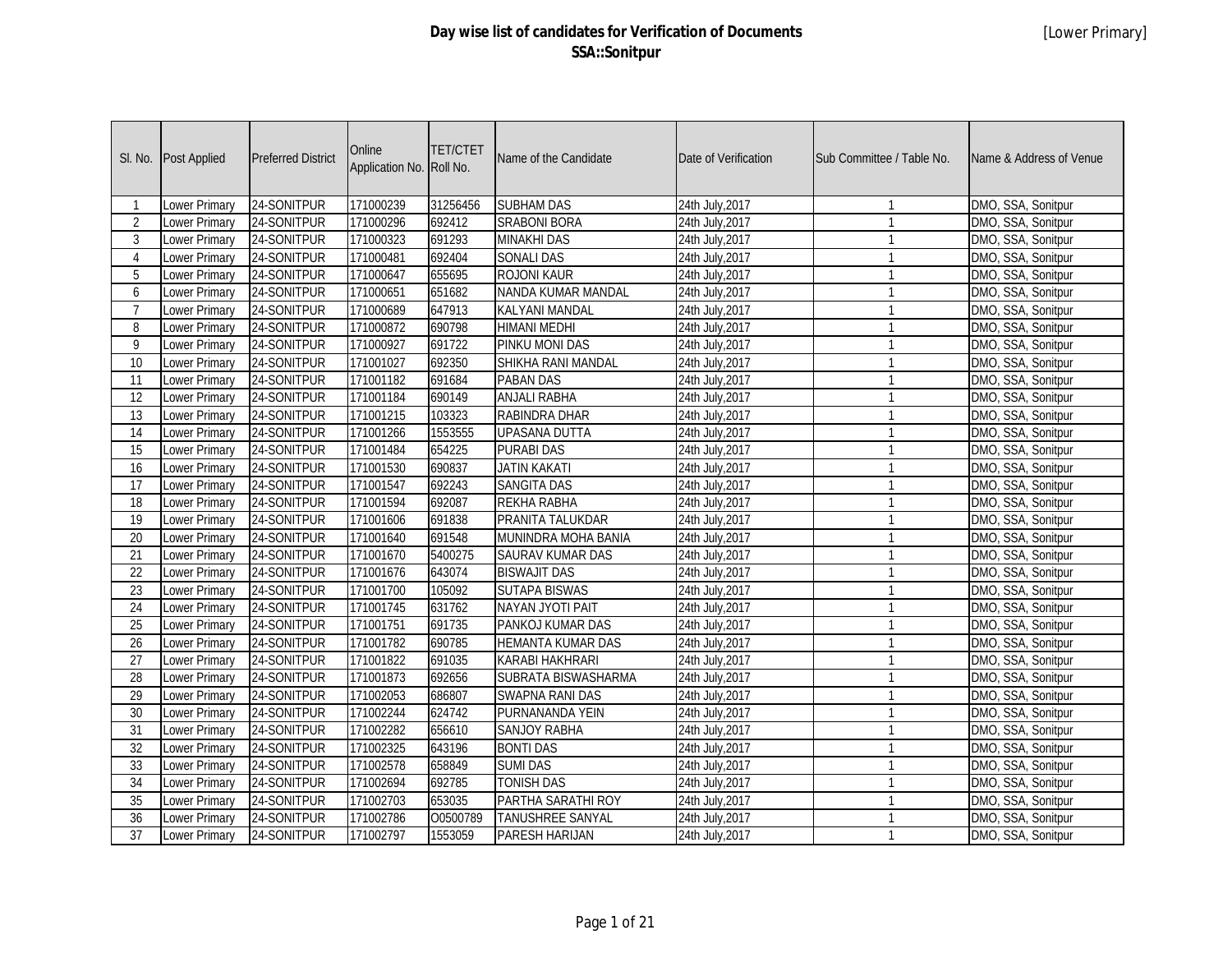# Day wise list of candidates for Verification of Documents
## SSA::Sonitpur

[Lower Primary]

| Sl. No. | Post Applied | Preferred District | Online Application No. | TET/CTET Roll No. | Name of the Candidate | Date of Verification | Sub Committee / Table No. | Name & Address of Venue |
|---|---|---|---|---|---|---|---|---|
| 1 | Lower Primary | 24-SONITPUR | 171000239 | 31256456 | SUBHAM DAS | 24th July,2017 | 1 | DMO, SSA, Sonitpur |
| 2 | Lower Primary | 24-SONITPUR | 171000296 | 692412 | SRABONI BORA | 24th July,2017 | 1 | DMO, SSA, Sonitpur |
| 3 | Lower Primary | 24-SONITPUR | 171000323 | 691293 | MINAKHI DAS | 24th July,2017 | 1 | DMO, SSA, Sonitpur |
| 4 | Lower Primary | 24-SONITPUR | 171000481 | 692404 | SONALI DAS | 24th July,2017 | 1 | DMO, SSA, Sonitpur |
| 5 | Lower Primary | 24-SONITPUR | 171000647 | 655695 | ROJONI KAUR | 24th July,2017 | 1 | DMO, SSA, Sonitpur |
| 6 | Lower Primary | 24-SONITPUR | 171000651 | 651682 | NANDA KUMAR MANDAL | 24th July,2017 | 1 | DMO, SSA, Sonitpur |
| 7 | Lower Primary | 24-SONITPUR | 171000689 | 647913 | KALYANI MANDAL | 24th July,2017 | 1 | DMO, SSA, Sonitpur |
| 8 | Lower Primary | 24-SONITPUR | 171000872 | 690798 | HIMANI MEDHI | 24th July,2017 | 1 | DMO, SSA, Sonitpur |
| 9 | Lower Primary | 24-SONITPUR | 171000927 | 691722 | PINKU MONI DAS | 24th July,2017 | 1 | DMO, SSA, Sonitpur |
| 10 | Lower Primary | 24-SONITPUR | 171001027 | 692350 | SHIKHA RANI MANDAL | 24th July,2017 | 1 | DMO, SSA, Sonitpur |
| 11 | Lower Primary | 24-SONITPUR | 171001182 | 691684 | PABAN DAS | 24th July,2017 | 1 | DMO, SSA, Sonitpur |
| 12 | Lower Primary | 24-SONITPUR | 171001184 | 690149 | ANJALI RABHA | 24th July,2017 | 1 | DMO, SSA, Sonitpur |
| 13 | Lower Primary | 24-SONITPUR | 171001215 | 103323 | RABINDRA DHAR | 24th July,2017 | 1 | DMO, SSA, Sonitpur |
| 14 | Lower Primary | 24-SONITPUR | 171001266 | 1553555 | UPASANA DUTTA | 24th July,2017 | 1 | DMO, SSA, Sonitpur |
| 15 | Lower Primary | 24-SONITPUR | 171001484 | 654225 | PURABI DAS | 24th July,2017 | 1 | DMO, SSA, Sonitpur |
| 16 | Lower Primary | 24-SONITPUR | 171001530 | 690837 | JATIN KAKATI | 24th July,2017 | 1 | DMO, SSA, Sonitpur |
| 17 | Lower Primary | 24-SONITPUR | 171001547 | 692243 | SANGITA DAS | 24th July,2017 | 1 | DMO, SSA, Sonitpur |
| 18 | Lower Primary | 24-SONITPUR | 171001594 | 692087 | REKHA RABHA | 24th July,2017 | 1 | DMO, SSA, Sonitpur |
| 19 | Lower Primary | 24-SONITPUR | 171001606 | 691838 | PRANITA TALUKDAR | 24th July,2017 | 1 | DMO, SSA, Sonitpur |
| 20 | Lower Primary | 24-SONITPUR | 171001640 | 691548 | MUNINDRA MOHA BANIA | 24th July,2017 | 1 | DMO, SSA, Sonitpur |
| 21 | Lower Primary | 24-SONITPUR | 171001670 | 5400275 | SAURAV KUMAR DAS | 24th July,2017 | 1 | DMO, SSA, Sonitpur |
| 22 | Lower Primary | 24-SONITPUR | 171001676 | 643074 | BISWAJIT DAS | 24th July,2017 | 1 | DMO, SSA, Sonitpur |
| 23 | Lower Primary | 24-SONITPUR | 171001700 | 105092 | SUTAPA BISWAS | 24th July,2017 | 1 | DMO, SSA, Sonitpur |
| 24 | Lower Primary | 24-SONITPUR | 171001745 | 631762 | NAYAN JYOTI PAIT | 24th July,2017 | 1 | DMO, SSA, Sonitpur |
| 25 | Lower Primary | 24-SONITPUR | 171001751 | 691735 | PANKOJ KUMAR DAS | 24th July,2017 | 1 | DMO, SSA, Sonitpur |
| 26 | Lower Primary | 24-SONITPUR | 171001782 | 690785 | HEMANTA KUMAR DAS | 24th July,2017 | 1 | DMO, SSA, Sonitpur |
| 27 | Lower Primary | 24-SONITPUR | 171001822 | 691035 | KARABI HAKHRARI | 24th July,2017 | 1 | DMO, SSA, Sonitpur |
| 28 | Lower Primary | 24-SONITPUR | 171001873 | 692656 | SUBRATA BISWASHARMA | 24th July,2017 | 1 | DMO, SSA, Sonitpur |
| 29 | Lower Primary | 24-SONITPUR | 171002053 | 686807 | SWAPNA RANI DAS | 24th July,2017 | 1 | DMO, SSA, Sonitpur |
| 30 | Lower Primary | 24-SONITPUR | 171002244 | 624742 | PURNANANDA YEIN | 24th July,2017 | 1 | DMO, SSA, Sonitpur |
| 31 | Lower Primary | 24-SONITPUR | 171002282 | 656610 | SANJOY RABHA | 24th July,2017 | 1 | DMO, SSA, Sonitpur |
| 32 | Lower Primary | 24-SONITPUR | 171002325 | 643196 | BONTI DAS | 24th July,2017 | 1 | DMO, SSA, Sonitpur |
| 33 | Lower Primary | 24-SONITPUR | 171002578 | 658849 | SUMI DAS | 24th July,2017 | 1 | DMO, SSA, Sonitpur |
| 34 | Lower Primary | 24-SONITPUR | 171002694 | 692785 | TONISH DAS | 24th July,2017 | 1 | DMO, SSA, Sonitpur |
| 35 | Lower Primary | 24-SONITPUR | 171002703 | 653035 | PARTHA SARATHI ROY | 24th July,2017 | 1 | DMO, SSA, Sonitpur |
| 36 | Lower Primary | 24-SONITPUR | 171002786 | O0500789 | TANUSHREE SANYAL | 24th July,2017 | 1 | DMO, SSA, Sonitpur |
| 37 | Lower Primary | 24-SONITPUR | 171002797 | 1553059 | PARESH HARIJAN | 24th July,2017 | 1 | DMO, SSA, Sonitpur |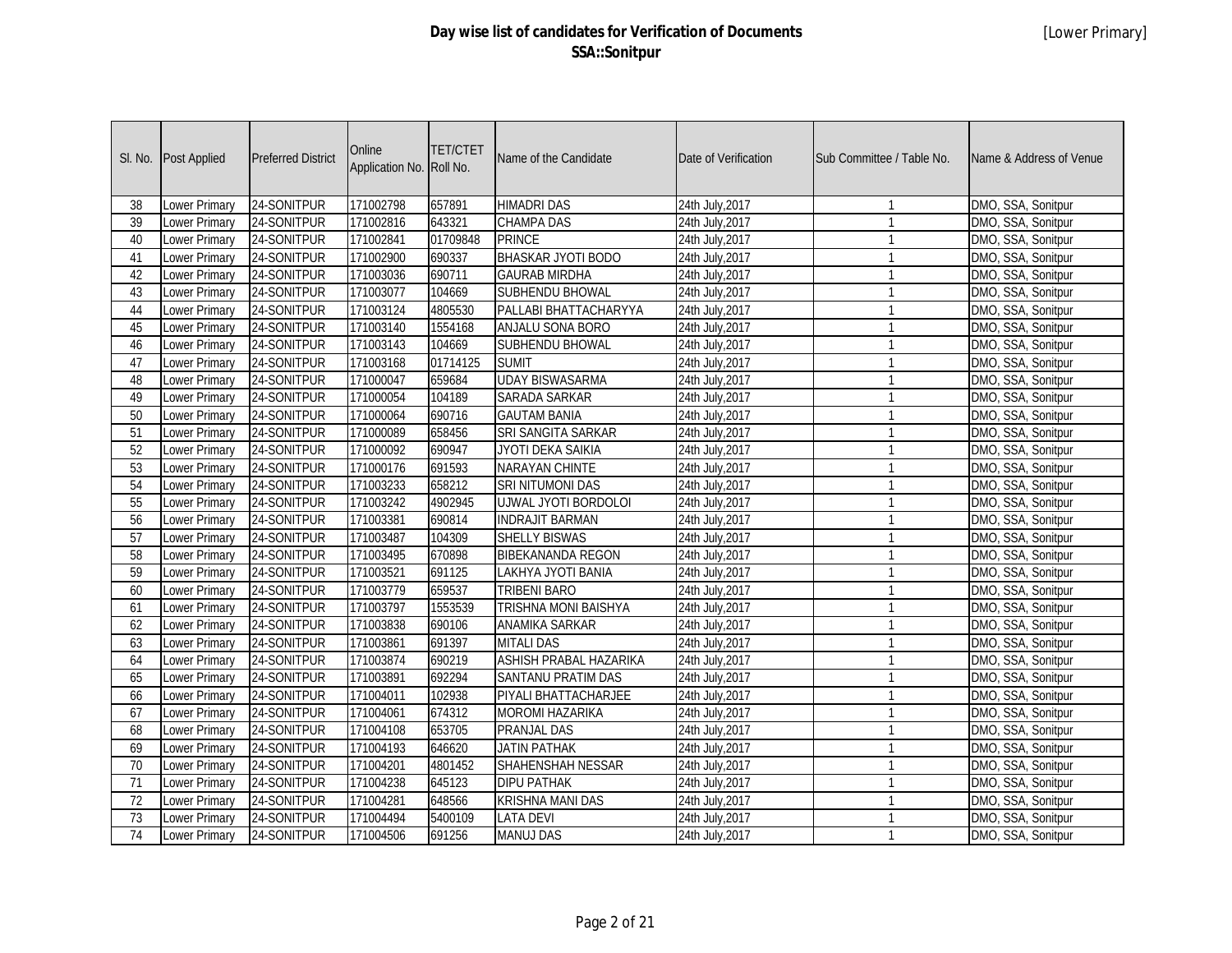# Day wise list of candidates for Verification of Documents
## SSA::Sonitpur

[Lower Primary]

| Sl. No. | Post Applied | Preferred District | Online Application No. | TET/CTET Roll No. | Name of the Candidate | Date of Verification | Sub Committee / Table No. | Name & Address of Venue |
|---|---|---|---|---|---|---|---|---|
| 38 | Lower Primary | 24-SONITPUR | 171002798 | 657891 | HIMADRI DAS | 24th July,2017 | 1 | DMO, SSA, Sonitpur |
| 39 | Lower Primary | 24-SONITPUR | 171002816 | 643321 | CHAMPA DAS | 24th July,2017 | 1 | DMO, SSA, Sonitpur |
| 40 | Lower Primary | 24-SONITPUR | 171002841 | 01709848 | PRINCE | 24th July,2017 | 1 | DMO, SSA, Sonitpur |
| 41 | Lower Primary | 24-SONITPUR | 171002900 | 690337 | BHASKAR JYOTI BODO | 24th July,2017 | 1 | DMO, SSA, Sonitpur |
| 42 | Lower Primary | 24-SONITPUR | 171003036 | 690711 | GAURAB MIRDHA | 24th July,2017 | 1 | DMO, SSA, Sonitpur |
| 43 | Lower Primary | 24-SONITPUR | 171003077 | 104669 | SUBHENDU BHOWAL | 24th July,2017 | 1 | DMO, SSA, Sonitpur |
| 44 | Lower Primary | 24-SONITPUR | 171003124 | 4805530 | PALLABI BHATTACHARYYA | 24th July,2017 | 1 | DMO, SSA, Sonitpur |
| 45 | Lower Primary | 24-SONITPUR | 171003140 | 1554168 | ANJALU SONA BORO | 24th July,2017 | 1 | DMO, SSA, Sonitpur |
| 46 | Lower Primary | 24-SONITPUR | 171003143 | 104669 | SUBHENDU BHOWAL | 24th July,2017 | 1 | DMO, SSA, Sonitpur |
| 47 | Lower Primary | 24-SONITPUR | 171003168 | 01714125 | SUMIT | 24th July,2017 | 1 | DMO, SSA, Sonitpur |
| 48 | Lower Primary | 24-SONITPUR | 171000047 | 659684 | UDAY BISWASARMA | 24th July,2017 | 1 | DMO, SSA, Sonitpur |
| 49 | Lower Primary | 24-SONITPUR | 171000054 | 104189 | SARADA SARKAR | 24th July,2017 | 1 | DMO, SSA, Sonitpur |
| 50 | Lower Primary | 24-SONITPUR | 171000064 | 690716 | GAUTAM BANIA | 24th July,2017 | 1 | DMO, SSA, Sonitpur |
| 51 | Lower Primary | 24-SONITPUR | 171000089 | 658456 | SRI SANGITA SARKAR | 24th July,2017 | 1 | DMO, SSA, Sonitpur |
| 52 | Lower Primary | 24-SONITPUR | 171000092 | 690947 | JYOTI DEKA SAIKIA | 24th July,2017 | 1 | DMO, SSA, Sonitpur |
| 53 | Lower Primary | 24-SONITPUR | 171000176 | 691593 | NARAYAN CHINTE | 24th July,2017 | 1 | DMO, SSA, Sonitpur |
| 54 | Lower Primary | 24-SONITPUR | 171003233 | 658212 | SRI NITUMONI DAS | 24th July,2017 | 1 | DMO, SSA, Sonitpur |
| 55 | Lower Primary | 24-SONITPUR | 171003242 | 4902945 | UJWAL JYOTI BORDOLOI | 24th July,2017 | 1 | DMO, SSA, Sonitpur |
| 56 | Lower Primary | 24-SONITPUR | 171003381 | 690814 | INDRAJIT BARMAN | 24th July,2017 | 1 | DMO, SSA, Sonitpur |
| 57 | Lower Primary | 24-SONITPUR | 171003487 | 104309 | SHELLY BISWAS | 24th July,2017 | 1 | DMO, SSA, Sonitpur |
| 58 | Lower Primary | 24-SONITPUR | 171003495 | 670898 | BIBEKANANDA REGON | 24th July,2017 | 1 | DMO, SSA, Sonitpur |
| 59 | Lower Primary | 24-SONITPUR | 171003521 | 691125 | LAKHYA JYOTI BANIA | 24th July,2017 | 1 | DMO, SSA, Sonitpur |
| 60 | Lower Primary | 24-SONITPUR | 171003779 | 659537 | TRIBENI BARO | 24th July,2017 | 1 | DMO, SSA, Sonitpur |
| 61 | Lower Primary | 24-SONITPUR | 171003797 | 1553539 | TRISHNA MONI BAISHYA | 24th July,2017 | 1 | DMO, SSA, Sonitpur |
| 62 | Lower Primary | 24-SONITPUR | 171003838 | 690106 | ANAMIKA SARKAR | 24th July,2017 | 1 | DMO, SSA, Sonitpur |
| 63 | Lower Primary | 24-SONITPUR | 171003861 | 691397 | MITALI DAS | 24th July,2017 | 1 | DMO, SSA, Sonitpur |
| 64 | Lower Primary | 24-SONITPUR | 171003874 | 690219 | ASHISH PRABAL HAZARIKA | 24th July,2017 | 1 | DMO, SSA, Sonitpur |
| 65 | Lower Primary | 24-SONITPUR | 171003891 | 692294 | SANTANU PRATIM DAS | 24th July,2017 | 1 | DMO, SSA, Sonitpur |
| 66 | Lower Primary | 24-SONITPUR | 171004011 | 102938 | PIYALI BHATTACHARJEE | 24th July,2017 | 1 | DMO, SSA, Sonitpur |
| 67 | Lower Primary | 24-SONITPUR | 171004061 | 674312 | MOROMI HAZARIKA | 24th July,2017 | 1 | DMO, SSA, Sonitpur |
| 68 | Lower Primary | 24-SONITPUR | 171004108 | 653705 | PRANJAL DAS | 24th July,2017 | 1 | DMO, SSA, Sonitpur |
| 69 | Lower Primary | 24-SONITPUR | 171004193 | 646620 | JATIN PATHAK | 24th July,2017 | 1 | DMO, SSA, Sonitpur |
| 70 | Lower Primary | 24-SONITPUR | 171004201 | 4801452 | SHAHENSHAH NESSAR | 24th July,2017 | 1 | DMO, SSA, Sonitpur |
| 71 | Lower Primary | 24-SONITPUR | 171004238 | 645123 | DIPU PATHAK | 24th July,2017 | 1 | DMO, SSA, Sonitpur |
| 72 | Lower Primary | 24-SONITPUR | 171004281 | 648566 | KRISHNA MANI DAS | 24th July,2017 | 1 | DMO, SSA, Sonitpur |
| 73 | Lower Primary | 24-SONITPUR | 171004494 | 5400109 | LATA DEVI | 24th July,2017 | 1 | DMO, SSA, Sonitpur |
| 74 | Lower Primary | 24-SONITPUR | 171004506 | 691256 | MANUJ DAS | 24th July,2017 | 1 | DMO, SSA, Sonitpur |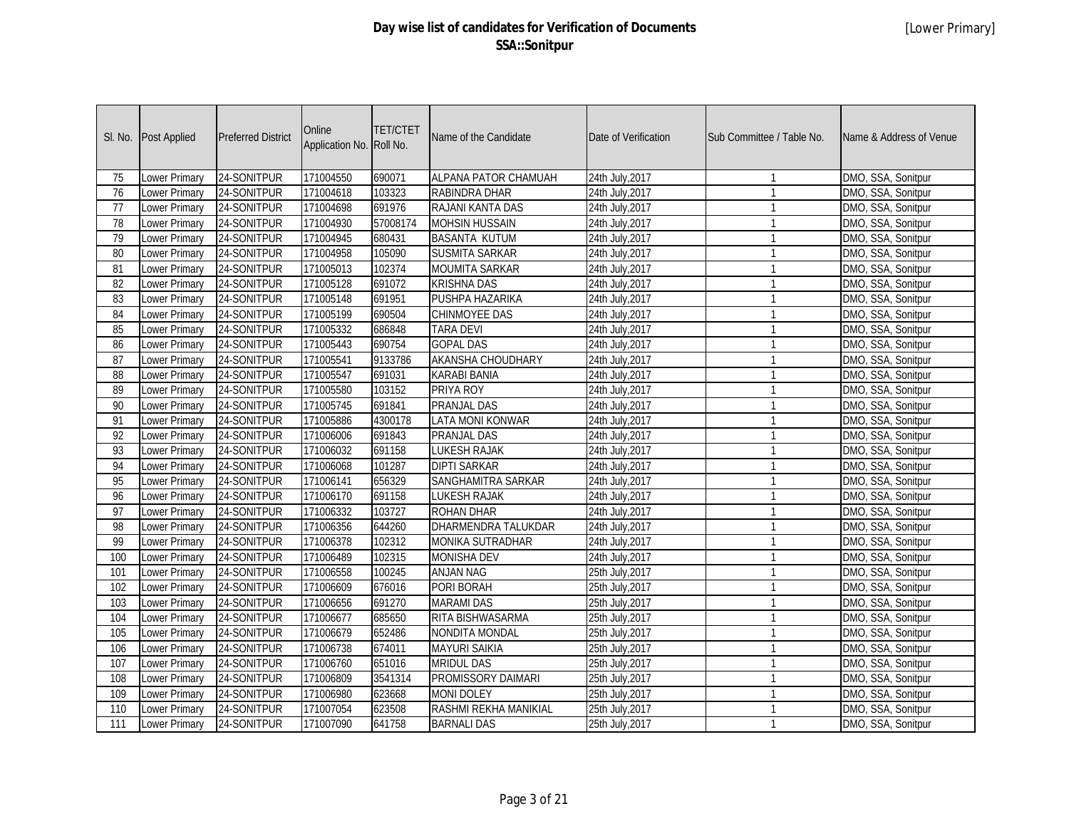# Day wise list of candidates for Verification of Documents
## SSA::Sonitpur

[Lower Primary]

| Sl. No. | Post Applied | Preferred District | Online Application No. | TET/CTET Roll No. | Name of the Candidate | Date of Verification | Sub Committee / Table No. | Name & Address of Venue |
|---|---|---|---|---|---|---|---|---|
| 75 | Lower Primary | 24-SONITPUR | 171004550 | 690071 | ALPANA PATOR CHAMUAH | 24th July,2017 | 1 | DMO, SSA, Sonitpur |
| 76 | Lower Primary | 24-SONITPUR | 171004618 | 103323 | RABINDRA DHAR | 24th July,2017 | 1 | DMO, SSA, Sonitpur |
| 77 | Lower Primary | 24-SONITPUR | 171004698 | 691976 | RAJANI KANTA DAS | 24th July,2017 | 1 | DMO, SSA, Sonitpur |
| 78 | Lower Primary | 24-SONITPUR | 171004930 | 57008174 | MOHSIN HUSSAIN | 24th July,2017 | 1 | DMO, SSA, Sonitpur |
| 79 | Lower Primary | 24-SONITPUR | 171004945 | 680431 | BASANTA KUTUM | 24th July,2017 | 1 | DMO, SSA, Sonitpur |
| 80 | Lower Primary | 24-SONITPUR | 171004958 | 105090 | SUSMITA SARKAR | 24th July,2017 | 1 | DMO, SSA, Sonitpur |
| 81 | Lower Primary | 24-SONITPUR | 171005013 | 102374 | MOUMITA SARKAR | 24th July,2017 | 1 | DMO, SSA, Sonitpur |
| 82 | Lower Primary | 24-SONITPUR | 171005128 | 691072 | KRISHNA DAS | 24th July,2017 | 1 | DMO, SSA, Sonitpur |
| 83 | Lower Primary | 24-SONITPUR | 171005148 | 691951 | PUSHPA HAZARIKA | 24th July,2017 | 1 | DMO, SSA, Sonitpur |
| 84 | Lower Primary | 24-SONITPUR | 171005199 | 690504 | CHINMOYEE DAS | 24th July,2017 | 1 | DMO, SSA, Sonitpur |
| 85 | Lower Primary | 24-SONITPUR | 171005332 | 686848 | TARA DEVI | 24th July,2017 | 1 | DMO, SSA, Sonitpur |
| 86 | Lower Primary | 24-SONITPUR | 171005443 | 690754 | GOPAL DAS | 24th July,2017 | 1 | DMO, SSA, Sonitpur |
| 87 | Lower Primary | 24-SONITPUR | 171005541 | 9133786 | AKANSHA CHOUDHARY | 24th July,2017 | 1 | DMO, SSA, Sonitpur |
| 88 | Lower Primary | 24-SONITPUR | 171005547 | 691031 | KARABI BANIA | 24th July,2017 | 1 | DMO, SSA, Sonitpur |
| 89 | Lower Primary | 24-SONITPUR | 171005580 | 103152 | PRIYA ROY | 24th July,2017 | 1 | DMO, SSA, Sonitpur |
| 90 | Lower Primary | 24-SONITPUR | 171005745 | 691841 | PRANJAL DAS | 24th July,2017 | 1 | DMO, SSA, Sonitpur |
| 91 | Lower Primary | 24-SONITPUR | 171005886 | 4300178 | LATA MONI KONWAR | 24th July,2017 | 1 | DMO, SSA, Sonitpur |
| 92 | Lower Primary | 24-SONITPUR | 171006006 | 691843 | PRANJAL DAS | 24th July,2017 | 1 | DMO, SSA, Sonitpur |
| 93 | Lower Primary | 24-SONITPUR | 171006032 | 691158 | LUKESH RAJAK | 24th July,2017 | 1 | DMO, SSA, Sonitpur |
| 94 | Lower Primary | 24-SONITPUR | 171006068 | 101287 | DIPTI SARKAR | 24th July,2017 | 1 | DMO, SSA, Sonitpur |
| 95 | Lower Primary | 24-SONITPUR | 171006141 | 656329 | SANGHAMITRA SARKAR | 24th July,2017 | 1 | DMO, SSA, Sonitpur |
| 96 | Lower Primary | 24-SONITPUR | 171006170 | 691158 | LUKESH RAJAK | 24th July,2017 | 1 | DMO, SSA, Sonitpur |
| 97 | Lower Primary | 24-SONITPUR | 171006332 | 103727 | ROHAN DHAR | 24th July,2017 | 1 | DMO, SSA, Sonitpur |
| 98 | Lower Primary | 24-SONITPUR | 171006356 | 644260 | DHARMENDRA TALUKDAR | 24th July,2017 | 1 | DMO, SSA, Sonitpur |
| 99 | Lower Primary | 24-SONITPUR | 171006378 | 102312 | MONIKA SUTRADHAR | 24th July,2017 | 1 | DMO, SSA, Sonitpur |
| 100 | Lower Primary | 24-SONITPUR | 171006489 | 102315 | MONISHA DEV | 24th July,2017 | 1 | DMO, SSA, Sonitpur |
| 101 | Lower Primary | 24-SONITPUR | 171006558 | 100245 | ANJAN NAG | 25th July,2017 | 1 | DMO, SSA, Sonitpur |
| 102 | Lower Primary | 24-SONITPUR | 171006609 | 676016 | PORI BORAH | 25th July,2017 | 1 | DMO, SSA, Sonitpur |
| 103 | Lower Primary | 24-SONITPUR | 171006656 | 691270 | MARAMI DAS | 25th July,2017 | 1 | DMO, SSA, Sonitpur |
| 104 | Lower Primary | 24-SONITPUR | 171006677 | 685650 | RITA BISHWASARMA | 25th July,2017 | 1 | DMO, SSA, Sonitpur |
| 105 | Lower Primary | 24-SONITPUR | 171006679 | 652486 | NONDITA MONDAL | 25th July,2017 | 1 | DMO, SSA, Sonitpur |
| 106 | Lower Primary | 24-SONITPUR | 171006738 | 674011 | MAYURI SAIKIA | 25th July,2017 | 1 | DMO, SSA, Sonitpur |
| 107 | Lower Primary | 24-SONITPUR | 171006760 | 651016 | MRIDUL DAS | 25th July,2017 | 1 | DMO, SSA, Sonitpur |
| 108 | Lower Primary | 24-SONITPUR | 171006809 | 3541314 | PROMISSORY DAIMARI | 25th July,2017 | 1 | DMO, SSA, Sonitpur |
| 109 | Lower Primary | 24-SONITPUR | 171006980 | 623668 | MONI DOLEY | 25th July,2017 | 1 | DMO, SSA, Sonitpur |
| 110 | Lower Primary | 24-SONITPUR | 171007054 | 623508 | RASHMI REKHA MANIKIAL | 25th July,2017 | 1 | DMO, SSA, Sonitpur |
| 111 | Lower Primary | 24-SONITPUR | 171007090 | 641758 | BARNALI DAS | 25th July,2017 | 1 | DMO, SSA, Sonitpur |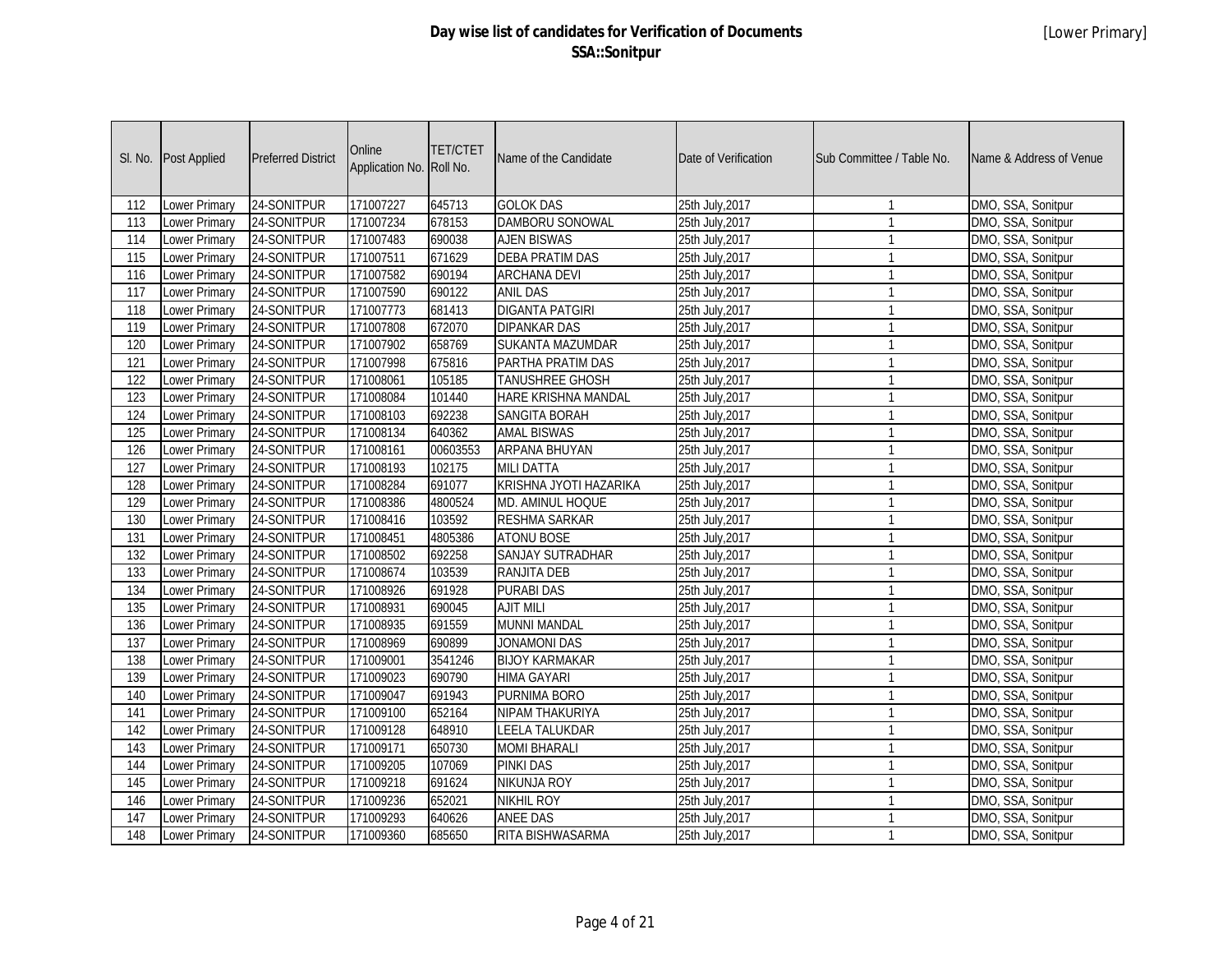# Day wise list of candidates for Verification of Documents
## SSA::Sonitpur

[Lower Primary]

| Sl. No. | Post Applied | Preferred District | Online Application No. | TET/CTET Roll No. | Name of the Candidate | Date of Verification | Sub Committee / Table No. | Name & Address of Venue |
|---|---|---|---|---|---|---|---|---|
| 112 | Lower Primary | 24-SONITPUR | 171007227 | 645713 | GOLOK DAS | 25th July,2017 | 1 | DMO, SSA, Sonitpur |
| 113 | Lower Primary | 24-SONITPUR | 171007234 | 678153 | DAMBORU SONOWAL | 25th July,2017 | 1 | DMO, SSA, Sonitpur |
| 114 | Lower Primary | 24-SONITPUR | 171007483 | 690038 | AJEN BISWAS | 25th July,2017 | 1 | DMO, SSA, Sonitpur |
| 115 | Lower Primary | 24-SONITPUR | 171007511 | 671629 | DEBA PRATIM DAS | 25th July,2017 | 1 | DMO, SSA, Sonitpur |
| 116 | Lower Primary | 24-SONITPUR | 171007582 | 690194 | ARCHANA DEVI | 25th July,2017 | 1 | DMO, SSA, Sonitpur |
| 117 | Lower Primary | 24-SONITPUR | 171007590 | 690122 | ANIL DAS | 25th July,2017 | 1 | DMO, SSA, Sonitpur |
| 118 | Lower Primary | 24-SONITPUR | 171007773 | 681413 | DIGANTA PATGIRI | 25th July,2017 | 1 | DMO, SSA, Sonitpur |
| 119 | Lower Primary | 24-SONITPUR | 171007808 | 672070 | DIPANKAR DAS | 25th July,2017 | 1 | DMO, SSA, Sonitpur |
| 120 | Lower Primary | 24-SONITPUR | 171007902 | 658769 | SUKANTA MAZUMDAR | 25th July,2017 | 1 | DMO, SSA, Sonitpur |
| 121 | Lower Primary | 24-SONITPUR | 171007998 | 675816 | PARTHA PRATIM DAS | 25th July,2017 | 1 | DMO, SSA, Sonitpur |
| 122 | Lower Primary | 24-SONITPUR | 171008061 | 105185 | TANUSHREE GHOSH | 25th July,2017 | 1 | DMO, SSA, Sonitpur |
| 123 | Lower Primary | 24-SONITPUR | 171008084 | 101440 | HARE KRISHNA MANDAL | 25th July,2017 | 1 | DMO, SSA, Sonitpur |
| 124 | Lower Primary | 24-SONITPUR | 171008103 | 692238 | SANGITA BORAH | 25th July,2017 | 1 | DMO, SSA, Sonitpur |
| 125 | Lower Primary | 24-SONITPUR | 171008134 | 640362 | AMAL BISWAS | 25th July,2017 | 1 | DMO, SSA, Sonitpur |
| 126 | Lower Primary | 24-SONITPUR | 171008161 | 00603553 | ARPANA BHUYAN | 25th July,2017 | 1 | DMO, SSA, Sonitpur |
| 127 | Lower Primary | 24-SONITPUR | 171008193 | 102175 | MILI DATTA | 25th July,2017 | 1 | DMO, SSA, Sonitpur |
| 128 | Lower Primary | 24-SONITPUR | 171008284 | 691077 | KRISHNA JYOTI HAZARIKA | 25th July,2017 | 1 | DMO, SSA, Sonitpur |
| 129 | Lower Primary | 24-SONITPUR | 171008386 | 4800524 | MD. AMINUL HOQUE | 25th July,2017 | 1 | DMO, SSA, Sonitpur |
| 130 | Lower Primary | 24-SONITPUR | 171008416 | 103592 | RESHMA SARKAR | 25th July,2017 | 1 | DMO, SSA, Sonitpur |
| 131 | Lower Primary | 24-SONITPUR | 171008451 | 4805386 | ATONU BOSE | 25th July,2017 | 1 | DMO, SSA, Sonitpur |
| 132 | Lower Primary | 24-SONITPUR | 171008502 | 692258 | SANJAY SUTRADHAR | 25th July,2017 | 1 | DMO, SSA, Sonitpur |
| 133 | Lower Primary | 24-SONITPUR | 171008674 | 103539 | RANJITA DEB | 25th July,2017 | 1 | DMO, SSA, Sonitpur |
| 134 | Lower Primary | 24-SONITPUR | 171008926 | 691928 | PURABI DAS | 25th July,2017 | 1 | DMO, SSA, Sonitpur |
| 135 | Lower Primary | 24-SONITPUR | 171008931 | 690045 | AJIT MILI | 25th July,2017 | 1 | DMO, SSA, Sonitpur |
| 136 | Lower Primary | 24-SONITPUR | 171008935 | 691559 | MUNNI MANDAL | 25th July,2017 | 1 | DMO, SSA, Sonitpur |
| 137 | Lower Primary | 24-SONITPUR | 171008969 | 690899 | JONAMONI DAS | 25th July,2017 | 1 | DMO, SSA, Sonitpur |
| 138 | Lower Primary | 24-SONITPUR | 171009001 | 3541246 | BIJOY KARMAKAR | 25th July,2017 | 1 | DMO, SSA, Sonitpur |
| 139 | Lower Primary | 24-SONITPUR | 171009023 | 690790 | HIMA GAYARI | 25th July,2017 | 1 | DMO, SSA, Sonitpur |
| 140 | Lower Primary | 24-SONITPUR | 171009047 | 691943 | PURNIMA BORO | 25th July,2017 | 1 | DMO, SSA, Sonitpur |
| 141 | Lower Primary | 24-SONITPUR | 171009100 | 652164 | NIPAM THAKURIYA | 25th July,2017 | 1 | DMO, SSA, Sonitpur |
| 142 | Lower Primary | 24-SONITPUR | 171009128 | 648910 | LEELA TALUKDAR | 25th July,2017 | 1 | DMO, SSA, Sonitpur |
| 143 | Lower Primary | 24-SONITPUR | 171009171 | 650730 | MOMI BHARALI | 25th July,2017 | 1 | DMO, SSA, Sonitpur |
| 144 | Lower Primary | 24-SONITPUR | 171009205 | 107069 | PINKI DAS | 25th July,2017 | 1 | DMO, SSA, Sonitpur |
| 145 | Lower Primary | 24-SONITPUR | 171009218 | 691624 | NIKUNJA ROY | 25th July,2017 | 1 | DMO, SSA, Sonitpur |
| 146 | Lower Primary | 24-SONITPUR | 171009236 | 652021 | NIKHIL ROY | 25th July,2017 | 1 | DMO, SSA, Sonitpur |
| 147 | Lower Primary | 24-SONITPUR | 171009293 | 640626 | ANEE DAS | 25th July,2017 | 1 | DMO, SSA, Sonitpur |
| 148 | Lower Primary | 24-SONITPUR | 171009360 | 685650 | RITA BISHWASARMA | 25th July,2017 | 1 | DMO, SSA, Sonitpur |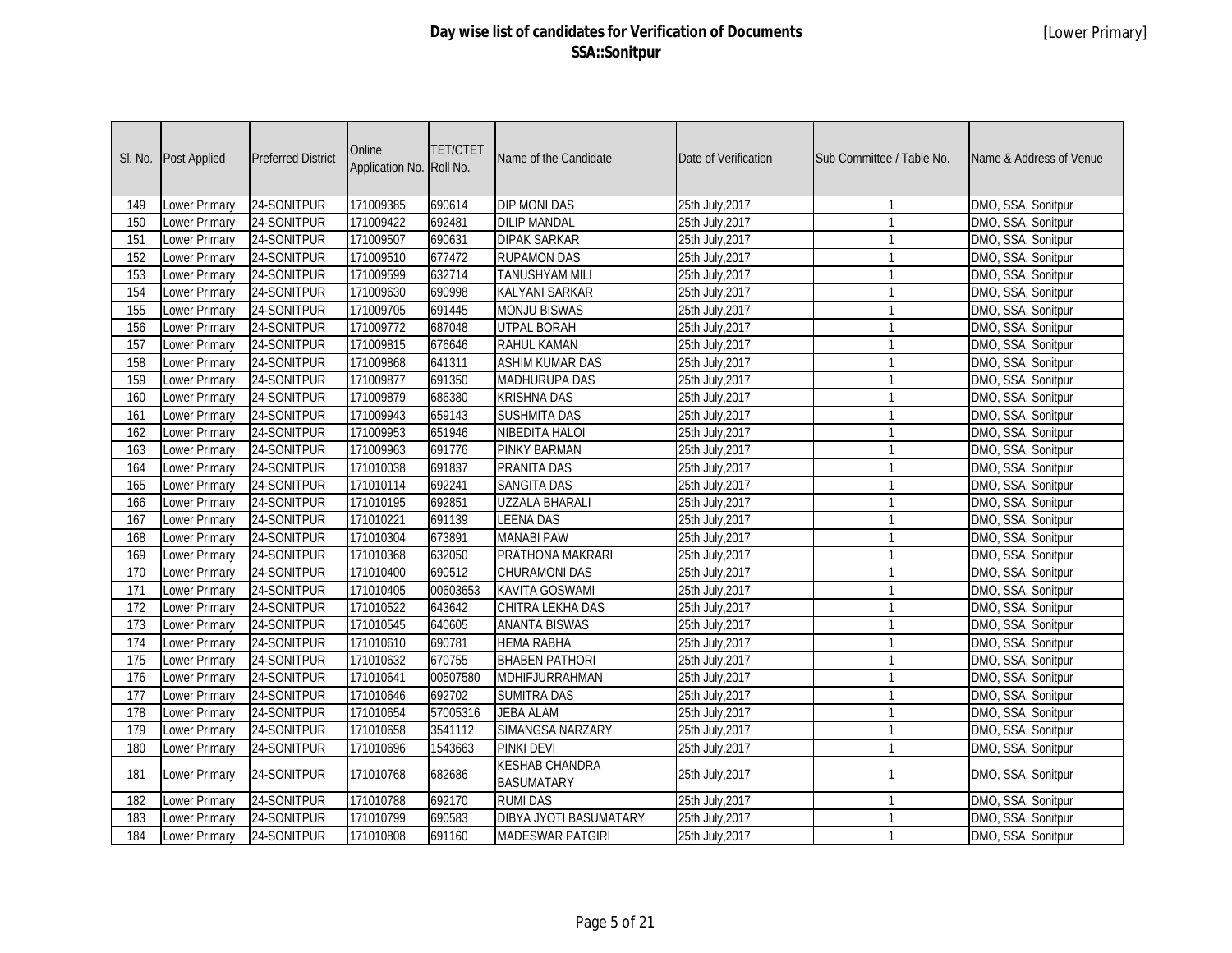# Day wise list of candidates for Verification of Documents
## SSA::Sonitpur

[Lower Primary]

| Sl. No. | Post Applied | Preferred District | Online Application No. | TET/CTET Roll No. | Name of the Candidate | Date of Verification | Sub Committee / Table No. | Name & Address of Venue |
|---|---|---|---|---|---|---|---|---|
| 149 | Lower Primary | 24-SONITPUR | 171009385 | 690614 | DIP MONI DAS | 25th July,2017 | 1 | DMO, SSA, Sonitpur |
| 150 | Lower Primary | 24-SONITPUR | 171009422 | 692481 | DILIP MANDAL | 25th July,2017 | 1 | DMO, SSA, Sonitpur |
| 151 | Lower Primary | 24-SONITPUR | 171009507 | 690631 | DIPAK SARKAR | 25th July,2017 | 1 | DMO, SSA, Sonitpur |
| 152 | Lower Primary | 24-SONITPUR | 171009510 | 677472 | RUPAMON DAS | 25th July,2017 | 1 | DMO, SSA, Sonitpur |
| 153 | Lower Primary | 24-SONITPUR | 171009599 | 632714 | TANUSHYAM MILI | 25th July,2017 | 1 | DMO, SSA, Sonitpur |
| 154 | Lower Primary | 24-SONITPUR | 171009630 | 690998 | KALYANI SARKAR | 25th July,2017 | 1 | DMO, SSA, Sonitpur |
| 155 | Lower Primary | 24-SONITPUR | 171009705 | 691445 | MONJU BISWAS | 25th July,2017 | 1 | DMO, SSA, Sonitpur |
| 156 | Lower Primary | 24-SONITPUR | 171009772 | 687048 | UTPAL BORAH | 25th July,2017 | 1 | DMO, SSA, Sonitpur |
| 157 | Lower Primary | 24-SONITPUR | 171009815 | 676646 | RAHUL KAMAN | 25th July,2017 | 1 | DMO, SSA, Sonitpur |
| 158 | Lower Primary | 24-SONITPUR | 171009868 | 641311 | ASHIM KUMAR DAS | 25th July,2017 | 1 | DMO, SSA, Sonitpur |
| 159 | Lower Primary | 24-SONITPUR | 171009877 | 691350 | MADHURUPA DAS | 25th July,2017 | 1 | DMO, SSA, Sonitpur |
| 160 | Lower Primary | 24-SONITPUR | 171009879 | 686380 | KRISHNA DAS | 25th July,2017 | 1 | DMO, SSA, Sonitpur |
| 161 | Lower Primary | 24-SONITPUR | 171009943 | 659143 | SUSHMITA DAS | 25th July,2017 | 1 | DMO, SSA, Sonitpur |
| 162 | Lower Primary | 24-SONITPUR | 171009953 | 651946 | NIBEDITA HALOI | 25th July,2017 | 1 | DMO, SSA, Sonitpur |
| 163 | Lower Primary | 24-SONITPUR | 171009963 | 691776 | PINKY BARMAN | 25th July,2017 | 1 | DMO, SSA, Sonitpur |
| 164 | Lower Primary | 24-SONITPUR | 171010038 | 691837 | PRANITA DAS | 25th July,2017 | 1 | DMO, SSA, Sonitpur |
| 165 | Lower Primary | 24-SONITPUR | 171010114 | 692241 | SANGITA DAS | 25th July,2017 | 1 | DMO, SSA, Sonitpur |
| 166 | Lower Primary | 24-SONITPUR | 171010195 | 692851 | UZZALA BHARALI | 25th July,2017 | 1 | DMO, SSA, Sonitpur |
| 167 | Lower Primary | 24-SONITPUR | 171010221 | 691139 | LEENA DAS | 25th July,2017 | 1 | DMO, SSA, Sonitpur |
| 168 | Lower Primary | 24-SONITPUR | 171010304 | 673891 | MANABI PAW | 25th July,2017 | 1 | DMO, SSA, Sonitpur |
| 169 | Lower Primary | 24-SONITPUR | 171010368 | 632050 | PRATHONA MAKRARI | 25th July,2017 | 1 | DMO, SSA, Sonitpur |
| 170 | Lower Primary | 24-SONITPUR | 171010400 | 690512 | CHURAMONI DAS | 25th July,2017 | 1 | DMO, SSA, Sonitpur |
| 171 | Lower Primary | 24-SONITPUR | 171010405 | 00603653 | KAVITA GOSWAMI | 25th July,2017 | 1 | DMO, SSA, Sonitpur |
| 172 | Lower Primary | 24-SONITPUR | 171010522 | 643642 | CHITRA LEKHA DAS | 25th July,2017 | 1 | DMO, SSA, Sonitpur |
| 173 | Lower Primary | 24-SONITPUR | 171010545 | 640605 | ANANTA BISWAS | 25th July,2017 | 1 | DMO, SSA, Sonitpur |
| 174 | Lower Primary | 24-SONITPUR | 171010610 | 690781 | HEMA RABHA | 25th July,2017 | 1 | DMO, SSA, Sonitpur |
| 175 | Lower Primary | 24-SONITPUR | 171010632 | 670755 | BHABEN PATHORI | 25th July,2017 | 1 | DMO, SSA, Sonitpur |
| 176 | Lower Primary | 24-SONITPUR | 171010641 | 00507580 | MDHIFJURRAHMAN | 25th July,2017 | 1 | DMO, SSA, Sonitpur |
| 177 | Lower Primary | 24-SONITPUR | 171010646 | 692702 | SUMITRA DAS | 25th July,2017 | 1 | DMO, SSA, Sonitpur |
| 178 | Lower Primary | 24-SONITPUR | 171010654 | 57005316 | JEBA ALAM | 25th July,2017 | 1 | DMO, SSA, Sonitpur |
| 179 | Lower Primary | 24-SONITPUR | 171010658 | 3541112 | SIMANGSA NARZARY | 25th July,2017 | 1 | DMO, SSA, Sonitpur |
| 180 | Lower Primary | 24-SONITPUR | 171010696 | 1543663 | PINKI DEVI | 25th July,2017 | 1 | DMO, SSA, Sonitpur |
| 181 | Lower Primary | 24-SONITPUR | 171010768 | 682686 | KESHAB CHANDRA BASUMATARY | 25th July,2017 | 1 | DMO, SSA, Sonitpur |
| 182 | Lower Primary | 24-SONITPUR | 171010788 | 692170 | RUMI DAS | 25th July,2017 | 1 | DMO, SSA, Sonitpur |
| 183 | Lower Primary | 24-SONITPUR | 171010799 | 690583 | DIBYA JYOTI BASUMATARY | 25th July,2017 | 1 | DMO, SSA, Sonitpur |
| 184 | Lower Primary | 24-SONITPUR | 171010808 | 691160 | MADESWAR PATGIRI | 25th July,2017 | 1 | DMO, SSA, Sonitpur |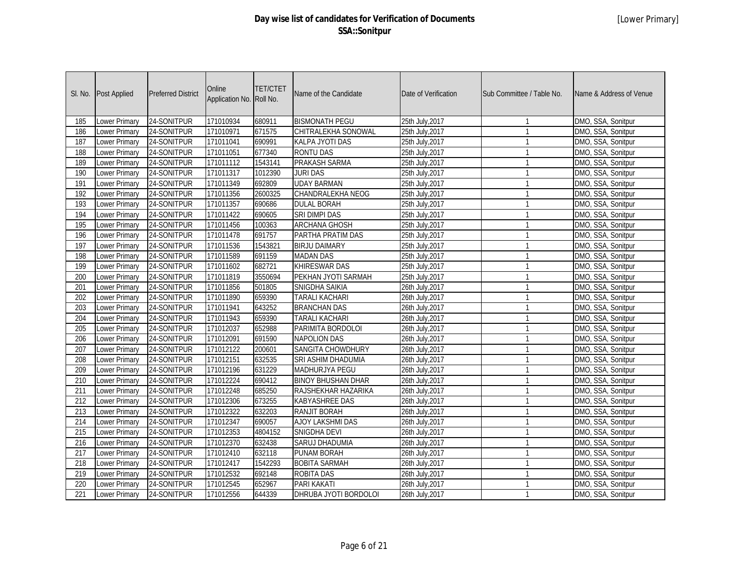# Day wise list of candidates for Verification of Documents
## SSA::Sonitpur

[Lower Primary]

| Sl. No. | Post Applied | Preferred District | Online Application No. | TET/CTET Roll No. | Name of the Candidate | Date of Verification | Sub Committee / Table No. | Name & Address of Venue |
|---|---|---|---|---|---|---|---|---|
| 185 | Lower Primary | 24-SONITPUR | 171010934 | 680911 | BISMONATH PEGU | 25th July,2017 | 1 | DMO, SSA, Sonitpur |
| 186 | Lower Primary | 24-SONITPUR | 171010971 | 671575 | CHITRALEKHA SONOWAL | 25th July,2017 | 1 | DMO, SSA, Sonitpur |
| 187 | Lower Primary | 24-SONITPUR | 171011041 | 690991 | KALPA JYOTI DAS | 25th July,2017 | 1 | DMO, SSA, Sonitpur |
| 188 | Lower Primary | 24-SONITPUR | 171011051 | 677340 | RONTU DAS | 25th July,2017 | 1 | DMO, SSA, Sonitpur |
| 189 | Lower Primary | 24-SONITPUR | 171011112 | 1543141 | PRAKASH SARMA | 25th July,2017 | 1 | DMO, SSA, Sonitpur |
| 190 | Lower Primary | 24-SONITPUR | 171011317 | 1012390 | JURI DAS | 25th July,2017 | 1 | DMO, SSA, Sonitpur |
| 191 | Lower Primary | 24-SONITPUR | 171011349 | 692809 | UDAY BARMAN | 25th July,2017 | 1 | DMO, SSA, Sonitpur |
| 192 | Lower Primary | 24-SONITPUR | 171011356 | 2600325 | CHANDRALEKHA NEOG | 25th July,2017 | 1 | DMO, SSA, Sonitpur |
| 193 | Lower Primary | 24-SONITPUR | 171011357 | 690686 | DULAL BORAH | 25th July,2017 | 1 | DMO, SSA, Sonitpur |
| 194 | Lower Primary | 24-SONITPUR | 171011422 | 690605 | SRI DIMPI DAS | 25th July,2017 | 1 | DMO, SSA, Sonitpur |
| 195 | Lower Primary | 24-SONITPUR | 171011456 | 100363 | ARCHANA GHOSH | 25th July,2017 | 1 | DMO, SSA, Sonitpur |
| 196 | Lower Primary | 24-SONITPUR | 171011478 | 691757 | PARTHA PRATIM DAS | 25th July,2017 | 1 | DMO, SSA, Sonitpur |
| 197 | Lower Primary | 24-SONITPUR | 171011536 | 1543821 | BIRJU DAIMARY | 25th July,2017 | 1 | DMO, SSA, Sonitpur |
| 198 | Lower Primary | 24-SONITPUR | 171011589 | 691159 | MADAN DAS | 25th July,2017 | 1 | DMO, SSA, Sonitpur |
| 199 | Lower Primary | 24-SONITPUR | 171011602 | 682721 | KHIRESWAR DAS | 25th July,2017 | 1 | DMO, SSA, Sonitpur |
| 200 | Lower Primary | 24-SONITPUR | 171011819 | 3550694 | PEKHAN JYOTI SARMAH | 25th July,2017 | 1 | DMO, SSA, Sonitpur |
| 201 | Lower Primary | 24-SONITPUR | 171011856 | 501805 | SNIGDHA SAIKIA | 26th July,2017 | 1 | DMO, SSA, Sonitpur |
| 202 | Lower Primary | 24-SONITPUR | 171011890 | 659390 | TARALI KACHARI | 26th July,2017 | 1 | DMO, SSA, Sonitpur |
| 203 | Lower Primary | 24-SONITPUR | 171011941 | 643252 | BRANCHAN DAS | 26th July,2017 | 1 | DMO, SSA, Sonitpur |
| 204 | Lower Primary | 24-SONITPUR | 171011943 | 659390 | TARALI KACHARI | 26th July,2017 | 1 | DMO, SSA, Sonitpur |
| 205 | Lower Primary | 24-SONITPUR | 171012037 | 652988 | PARIMITA BORDOLOI | 26th July,2017 | 1 | DMO, SSA, Sonitpur |
| 206 | Lower Primary | 24-SONITPUR | 171012091 | 691590 | NAPOLION DAS | 26th July,2017 | 1 | DMO, SSA, Sonitpur |
| 207 | Lower Primary | 24-SONITPUR | 171012122 | 200601 | SANGITA CHOWDHURY | 26th July,2017 | 1 | DMO, SSA, Sonitpur |
| 208 | Lower Primary | 24-SONITPUR | 171012151 | 632535 | SRI ASHIM DHADUMIA | 26th July,2017 | 1 | DMO, SSA, Sonitpur |
| 209 | Lower Primary | 24-SONITPUR | 171012196 | 631229 | MADHURJYA PEGU | 26th July,2017 | 1 | DMO, SSA, Sonitpur |
| 210 | Lower Primary | 24-SONITPUR | 171012224 | 690412 | BINOY BHUSHAN DHAR | 26th July,2017 | 1 | DMO, SSA, Sonitpur |
| 211 | Lower Primary | 24-SONITPUR | 171012248 | 685250 | RAJSHEKHAR HAZARIKA | 26th July,2017 | 1 | DMO, SSA, Sonitpur |
| 212 | Lower Primary | 24-SONITPUR | 171012306 | 673255 | KABYASHREE DAS | 26th July,2017 | 1 | DMO, SSA, Sonitpur |
| 213 | Lower Primary | 24-SONITPUR | 171012322 | 632203 | RANJIT BORAH | 26th July,2017 | 1 | DMO, SSA, Sonitpur |
| 214 | Lower Primary | 24-SONITPUR | 171012347 | 690057 | AJOY LAKSHMI DAS | 26th July,2017 | 1 | DMO, SSA, Sonitpur |
| 215 | Lower Primary | 24-SONITPUR | 171012353 | 4804152 | SNIGDHA DEVI | 26th July,2017 | 1 | DMO, SSA, Sonitpur |
| 216 | Lower Primary | 24-SONITPUR | 171012370 | 632438 | SARUJ DHADUMIA | 26th July,2017 | 1 | DMO, SSA, Sonitpur |
| 217 | Lower Primary | 24-SONITPUR | 171012410 | 632118 | PUNAM BORAH | 26th July,2017 | 1 | DMO, SSA, Sonitpur |
| 218 | Lower Primary | 24-SONITPUR | 171012417 | 1542293 | BOBITA SARMAH | 26th July,2017 | 1 | DMO, SSA, Sonitpur |
| 219 | Lower Primary | 24-SONITPUR | 171012532 | 692148 | ROBITA DAS | 26th July,2017 | 1 | DMO, SSA, Sonitpur |
| 220 | Lower Primary | 24-SONITPUR | 171012545 | 652967 | PARI KAKATI | 26th July,2017 | 1 | DMO, SSA, Sonitpur |
| 221 | Lower Primary | 24-SONITPUR | 171012556 | 644339 | DHRUBA JYOTI BORDOLOI | 26th July,2017 | 1 | DMO, SSA, Sonitpur |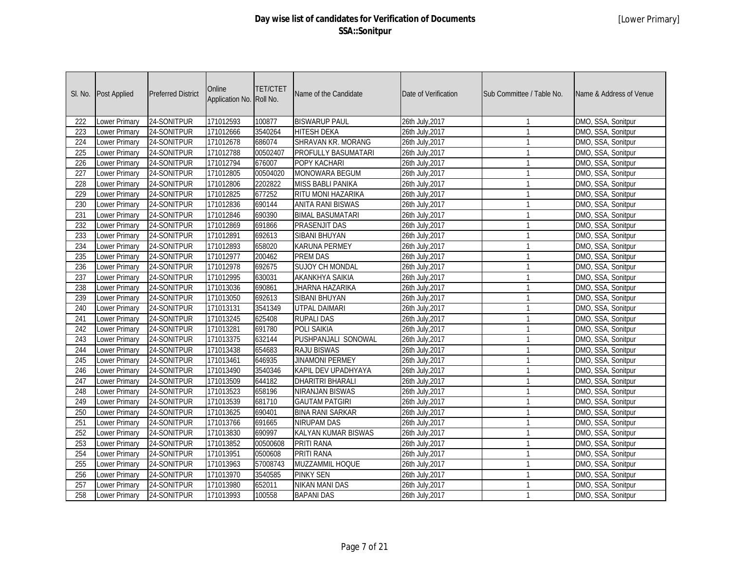# Day wise list of candidates for Verification of Documents
## SSA::Sonitpur

[Lower Primary]

| Sl. No. | Post Applied | Preferred District | Online Application No. | TET/CTET Roll No. | Name of the Candidate | Date of Verification | Sub Committee / Table No. | Name & Address of Venue |
|---|---|---|---|---|---|---|---|---|
| 222 | Lower Primary | 24-SONITPUR | 171012593 | 100877 | BISWARUP PAUL | 26th July,2017 | 1 | DMO, SSA, Sonitpur |
| 223 | Lower Primary | 24-SONITPUR | 171012666 | 3540264 | HITESH DEKA | 26th July,2017 | 1 | DMO, SSA, Sonitpur |
| 224 | Lower Primary | 24-SONITPUR | 171012678 | 686074 | SHRAVAN KR. MORANG | 26th July,2017 | 1 | DMO, SSA, Sonitpur |
| 225 | Lower Primary | 24-SONITPUR | 171012788 | 00502407 | PROFULLY BASUMATARI | 26th July,2017 | 1 | DMO, SSA, Sonitpur |
| 226 | Lower Primary | 24-SONITPUR | 171012794 | 676007 | POPY KACHARI | 26th July,2017 | 1 | DMO, SSA, Sonitpur |
| 227 | Lower Primary | 24-SONITPUR | 171012805 | 00504020 | MONOWARA BEGUM | 26th July,2017 | 1 | DMO, SSA, Sonitpur |
| 228 | Lower Primary | 24-SONITPUR | 171012806 | 2202822 | MISS BABLI PANIKA | 26th July,2017 | 1 | DMO, SSA, Sonitpur |
| 229 | Lower Primary | 24-SONITPUR | 171012825 | 677252 | RITU MONI HAZARIKA | 26th July,2017 | 1 | DMO, SSA, Sonitpur |
| 230 | Lower Primary | 24-SONITPUR | 171012836 | 690144 | ANITA RANI BISWAS | 26th July,2017 | 1 | DMO, SSA, Sonitpur |
| 231 | Lower Primary | 24-SONITPUR | 171012846 | 690390 | BIMAL BASUMATARI | 26th July,2017 | 1 | DMO, SSA, Sonitpur |
| 232 | Lower Primary | 24-SONITPUR | 171012869 | 691866 | PRASENJIT DAS | 26th July,2017 | 1 | DMO, SSA, Sonitpur |
| 233 | Lower Primary | 24-SONITPUR | 171012891 | 692613 | SIBANI BHUYAN | 26th July,2017 | 1 | DMO, SSA, Sonitpur |
| 234 | Lower Primary | 24-SONITPUR | 171012893 | 658020 | KARUNA PERMEY | 26th July,2017 | 1 | DMO, SSA, Sonitpur |
| 235 | Lower Primary | 24-SONITPUR | 171012977 | 200462 | PREM DAS | 26th July,2017 | 1 | DMO, SSA, Sonitpur |
| 236 | Lower Primary | 24-SONITPUR | 171012978 | 692675 | SUJOY CH MONDAL | 26th July,2017 | 1 | DMO, SSA, Sonitpur |
| 237 | Lower Primary | 24-SONITPUR | 171012995 | 630031 | AKANKHYA SAIKIA | 26th July,2017 | 1 | DMO, SSA, Sonitpur |
| 238 | Lower Primary | 24-SONITPUR | 171013036 | 690861 | JHARNA HAZARIKA | 26th July,2017 | 1 | DMO, SSA, Sonitpur |
| 239 | Lower Primary | 24-SONITPUR | 171013050 | 692613 | SIBANI BHUYAN | 26th July,2017 | 1 | DMO, SSA, Sonitpur |
| 240 | Lower Primary | 24-SONITPUR | 171013131 | 3541349 | UTPAL DAIMARI | 26th July,2017 | 1 | DMO, SSA, Sonitpur |
| 241 | Lower Primary | 24-SONITPUR | 171013245 | 625408 | RUPALI DAS | 26th July,2017 | 1 | DMO, SSA, Sonitpur |
| 242 | Lower Primary | 24-SONITPUR | 171013281 | 691780 | POLI SAIKIA | 26th July,2017 | 1 | DMO, SSA, Sonitpur |
| 243 | Lower Primary | 24-SONITPUR | 171013375 | 632144 | PUSHPANJALI SONOWAL | 26th July,2017 | 1 | DMO, SSA, Sonitpur |
| 244 | Lower Primary | 24-SONITPUR | 171013438 | 654683 | RAJU BISWAS | 26th July,2017 | 1 | DMO, SSA, Sonitpur |
| 245 | Lower Primary | 24-SONITPUR | 171013461 | 646935 | JINAMONI PERMEY | 26th July,2017 | 1 | DMO, SSA, Sonitpur |
| 246 | Lower Primary | 24-SONITPUR | 171013490 | 3540346 | KAPIL DEV UPADHYAYA | 26th July,2017 | 1 | DMO, SSA, Sonitpur |
| 247 | Lower Primary | 24-SONITPUR | 171013509 | 644182 | DHARITRI BHARALI | 26th July,2017 | 1 | DMO, SSA, Sonitpur |
| 248 | Lower Primary | 24-SONITPUR | 171013523 | 658196 | NIRANJAN BISWAS | 26th July,2017 | 1 | DMO, SSA, Sonitpur |
| 249 | Lower Primary | 24-SONITPUR | 171013539 | 681710 | GAUTAM PATGIRI | 26th July,2017 | 1 | DMO, SSA, Sonitpur |
| 250 | Lower Primary | 24-SONITPUR | 171013625 | 690401 | BINA RANI SARKAR | 26th July,2017 | 1 | DMO, SSA, Sonitpur |
| 251 | Lower Primary | 24-SONITPUR | 171013766 | 691665 | NIRUPAM DAS | 26th July,2017 | 1 | DMO, SSA, Sonitpur |
| 252 | Lower Primary | 24-SONITPUR | 171013830 | 690997 | KALYAN KUMAR BISWAS | 26th July,2017 | 1 | DMO, SSA, Sonitpur |
| 253 | Lower Primary | 24-SONITPUR | 171013852 | 00500608 | PRITI RANA | 26th July,2017 | 1 | DMO, SSA, Sonitpur |
| 254 | Lower Primary | 24-SONITPUR | 171013951 | 0500608 | PRITI RANA | 26th July,2017 | 1 | DMO, SSA, Sonitpur |
| 255 | Lower Primary | 24-SONITPUR | 171013963 | 57008743 | MUZZAMMIL HOQUE | 26th July,2017 | 1 | DMO, SSA, Sonitpur |
| 256 | Lower Primary | 24-SONITPUR | 171013970 | 3540585 | PINKY SEN | 26th July,2017 | 1 | DMO, SSA, Sonitpur |
| 257 | Lower Primary | 24-SONITPUR | 171013980 | 652011 | NIKAN MANI DAS | 26th July,2017 | 1 | DMO, SSA, Sonitpur |
| 258 | Lower Primary | 24-SONITPUR | 171013993 | 100558 | BAPANI DAS | 26th July,2017 | 1 | DMO, SSA, Sonitpur |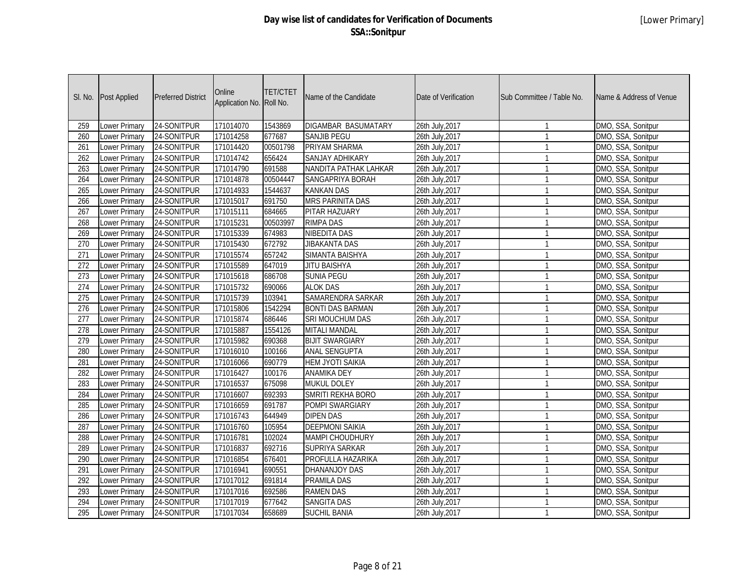# Day wise list of candidates for Verification of Documents
## SSA::Sonitpur

[Lower Primary]

| Sl. No. | Post Applied | Preferred District | Online Application No. | TET/CTET Roll No. | Name of the Candidate | Date of Verification | Sub Committee / Table No. | Name & Address of Venue |
|---|---|---|---|---|---|---|---|---|
| 259 | Lower Primary | 24-SONITPUR | 171014070 | 1543869 | DIGAMBAR BASUMATARY | 26th July,2017 | 1 | DMO, SSA, Sonitpur |
| 260 | Lower Primary | 24-SONITPUR | 171014258 | 677687 | SANJIB PEGU | 26th July,2017 | 1 | DMO, SSA, Sonitpur |
| 261 | Lower Primary | 24-SONITPUR | 171014420 | 00501798 | PRIYAM SHARMA | 26th July,2017 | 1 | DMO, SSA, Sonitpur |
| 262 | Lower Primary | 24-SONITPUR | 171014742 | 656424 | SANJAY ADHIKARY | 26th July,2017 | 1 | DMO, SSA, Sonitpur |
| 263 | Lower Primary | 24-SONITPUR | 171014790 | 691588 | NANDITA PATHAK LAHKAR | 26th July,2017 | 1 | DMO, SSA, Sonitpur |
| 264 | Lower Primary | 24-SONITPUR | 171014878 | 00504447 | SANGAPRIYA BORAH | 26th July,2017 | 1 | DMO, SSA, Sonitpur |
| 265 | Lower Primary | 24-SONITPUR | 171014933 | 1544637 | KANKAN DAS | 26th July,2017 | 1 | DMO, SSA, Sonitpur |
| 266 | Lower Primary | 24-SONITPUR | 171015017 | 691750 | MRS PARINITA DAS | 26th July,2017 | 1 | DMO, SSA, Sonitpur |
| 267 | Lower Primary | 24-SONITPUR | 171015111 | 684665 | PITAR HAZUARY | 26th July,2017 | 1 | DMO, SSA, Sonitpur |
| 268 | Lower Primary | 24-SONITPUR | 171015231 | 00503997 | RIMPA DAS | 26th July,2017 | 1 | DMO, SSA, Sonitpur |
| 269 | Lower Primary | 24-SONITPUR | 171015339 | 674983 | NIBEDITA DAS | 26th July,2017 | 1 | DMO, SSA, Sonitpur |
| 270 | Lower Primary | 24-SONITPUR | 171015430 | 672792 | JIBAKANTA DAS | 26th July,2017 | 1 | DMO, SSA, Sonitpur |
| 271 | Lower Primary | 24-SONITPUR | 171015574 | 657242 | SIMANTA BAISHYA | 26th July,2017 | 1 | DMO, SSA, Sonitpur |
| 272 | Lower Primary | 24-SONITPUR | 171015589 | 647019 | JITU BAISHYA | 26th July,2017 | 1 | DMO, SSA, Sonitpur |
| 273 | Lower Primary | 24-SONITPUR | 171015618 | 686708 | SUNIA PEGU | 26th July,2017 | 1 | DMO, SSA, Sonitpur |
| 274 | Lower Primary | 24-SONITPUR | 171015732 | 690066 | ALOK DAS | 26th July,2017 | 1 | DMO, SSA, Sonitpur |
| 275 | Lower Primary | 24-SONITPUR | 171015739 | 103941 | SAMARENDRA SARKAR | 26th July,2017 | 1 | DMO, SSA, Sonitpur |
| 276 | Lower Primary | 24-SONITPUR | 171015806 | 1542294 | BONTI DAS BARMAN | 26th July,2017 | 1 | DMO, SSA, Sonitpur |
| 277 | Lower Primary | 24-SONITPUR | 171015874 | 686446 | SRI MOUCHUM DAS | 26th July,2017 | 1 | DMO, SSA, Sonitpur |
| 278 | Lower Primary | 24-SONITPUR | 171015887 | 1554126 | MITALI MANDAL | 26th July,2017 | 1 | DMO, SSA, Sonitpur |
| 279 | Lower Primary | 24-SONITPUR | 171015982 | 690368 | BIJIT SWARGIARY | 26th July,2017 | 1 | DMO, SSA, Sonitpur |
| 280 | Lower Primary | 24-SONITPUR | 171016010 | 100166 | ANAL SENGUPTA | 26th July,2017 | 1 | DMO, SSA, Sonitpur |
| 281 | Lower Primary | 24-SONITPUR | 171016066 | 690779 | HEM JYOTI SAIKIA | 26th July,2017 | 1 | DMO, SSA, Sonitpur |
| 282 | Lower Primary | 24-SONITPUR | 171016427 | 100176 | ANAMIKA DEY | 26th July,2017 | 1 | DMO, SSA, Sonitpur |
| 283 | Lower Primary | 24-SONITPUR | 171016537 | 675098 | MUKUL DOLEY | 26th July,2017 | 1 | DMO, SSA, Sonitpur |
| 284 | Lower Primary | 24-SONITPUR | 171016607 | 692393 | SMRITI REKHA BORO | 26th July,2017 | 1 | DMO, SSA, Sonitpur |
| 285 | Lower Primary | 24-SONITPUR | 171016659 | 691787 | POMPI SWARGIARY | 26th July,2017 | 1 | DMO, SSA, Sonitpur |
| 286 | Lower Primary | 24-SONITPUR | 171016743 | 644949 | DIPEN DAS | 26th July,2017 | 1 | DMO, SSA, Sonitpur |
| 287 | Lower Primary | 24-SONITPUR | 171016760 | 105954 | DEEPMONI SAIKIA | 26th July,2017 | 1 | DMO, SSA, Sonitpur |
| 288 | Lower Primary | 24-SONITPUR | 171016781 | 102024 | MAMPI CHOUDHURY | 26th July,2017 | 1 | DMO, SSA, Sonitpur |
| 289 | Lower Primary | 24-SONITPUR | 171016837 | 692716 | SUPRIYA SARKAR | 26th July,2017 | 1 | DMO, SSA, Sonitpur |
| 290 | Lower Primary | 24-SONITPUR | 171016854 | 676401 | PROFULLA HAZARIKA | 26th July,2017 | 1 | DMO, SSA, Sonitpur |
| 291 | Lower Primary | 24-SONITPUR | 171016941 | 690551 | DHANANJOY DAS | 26th July,2017 | 1 | DMO, SSA, Sonitpur |
| 292 | Lower Primary | 24-SONITPUR | 171017012 | 691814 | PRAMILA DAS | 26th July,2017 | 1 | DMO, SSA, Sonitpur |
| 293 | Lower Primary | 24-SONITPUR | 171017016 | 692586 | RAMEN DAS | 26th July,2017 | 1 | DMO, SSA, Sonitpur |
| 294 | Lower Primary | 24-SONITPUR | 171017019 | 677642 | SANGITA DAS | 26th July,2017 | 1 | DMO, SSA, Sonitpur |
| 295 | Lower Primary | 24-SONITPUR | 171017034 | 658689 | SUCHIL BANIA | 26th July,2017 | 1 | DMO, SSA, Sonitpur |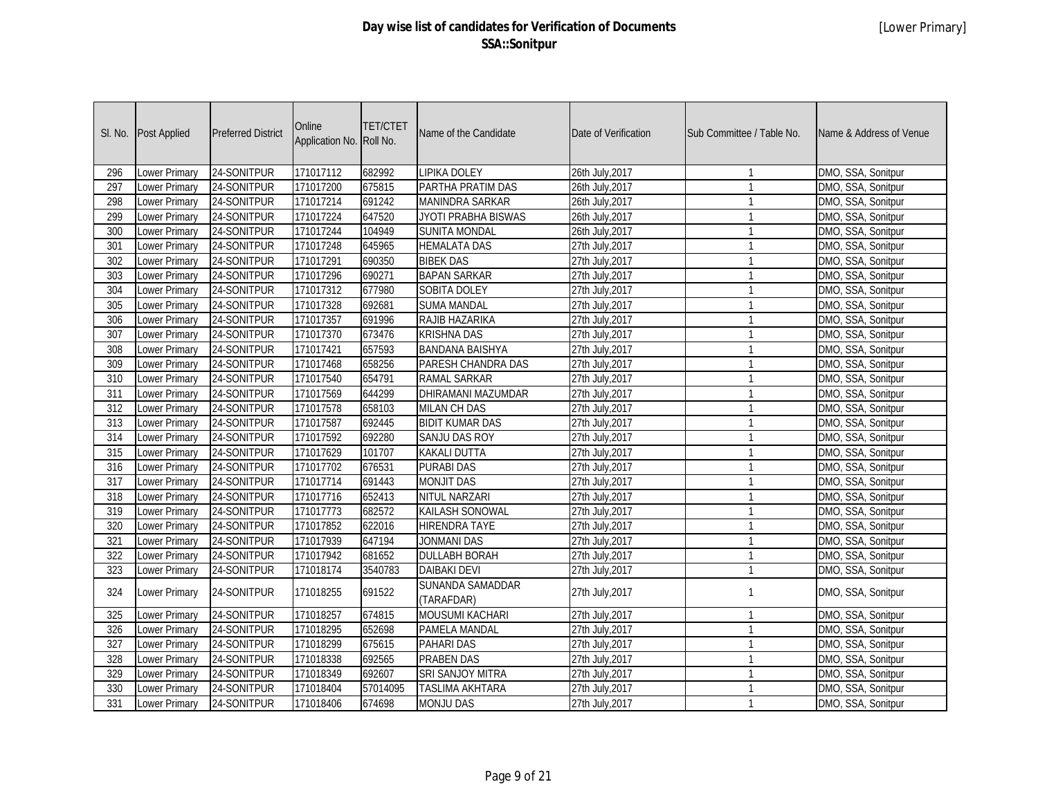# Day wise list of candidates for Verification of Documents

## SSA::Sonitpur

[Lower Primary]

| Sl. No. | Post Applied | Preferred District | Online Application No. | TET/CTET Roll No. | Name of the Candidate | Date of Verification | Sub Committee / Table No. | Name & Address of Venue |
|---|---|---|---|---|---|---|---|---|
| 296 | Lower Primary | 24-SONITPUR | 171017112 | 682992 | LIPIKA DOLEY | 26th July,2017 | 1 | DMO, SSA, Sonitpur |
| 297 | Lower Primary | 24-SONITPUR | 171017200 | 675815 | PARTHA PRATIM DAS | 26th July,2017 | 1 | DMO, SSA, Sonitpur |
| 298 | Lower Primary | 24-SONITPUR | 171017214 | 691242 | MANINDRA SARKAR | 26th July,2017 | 1 | DMO, SSA, Sonitpur |
| 299 | Lower Primary | 24-SONITPUR | 171017224 | 647520 | JYOTI PRABHA BISWAS | 26th July,2017 | 1 | DMO, SSA, Sonitpur |
| 300 | Lower Primary | 24-SONITPUR | 171017244 | 104949 | SUNITA MONDAL | 26th July,2017 | 1 | DMO, SSA, Sonitpur |
| 301 | Lower Primary | 24-SONITPUR | 171017248 | 645965 | HEMALATA DAS | 27th July,2017 | 1 | DMO, SSA, Sonitpur |
| 302 | Lower Primary | 24-SONITPUR | 171017291 | 690350 | BIBEK DAS | 27th July,2017 | 1 | DMO, SSA, Sonitpur |
| 303 | Lower Primary | 24-SONITPUR | 171017296 | 690271 | BAPAN SARKAR | 27th July,2017 | 1 | DMO, SSA, Sonitpur |
| 304 | Lower Primary | 24-SONITPUR | 171017312 | 677980 | SOBITA DOLEY | 27th July,2017 | 1 | DMO, SSA, Sonitpur |
| 305 | Lower Primary | 24-SONITPUR | 171017328 | 692681 | SUMA MANDAL | 27th July,2017 | 1 | DMO, SSA, Sonitpur |
| 306 | Lower Primary | 24-SONITPUR | 171017357 | 691996 | RAJIB HAZARIKA | 27th July,2017 | 1 | DMO, SSA, Sonitpur |
| 307 | Lower Primary | 24-SONITPUR | 171017370 | 673476 | KRISHNA DAS | 27th July,2017 | 1 | DMO, SSA, Sonitpur |
| 308 | Lower Primary | 24-SONITPUR | 171017421 | 657593 | BANDANA BAISHYA | 27th July,2017 | 1 | DMO, SSA, Sonitpur |
| 309 | Lower Primary | 24-SONITPUR | 171017468 | 658256 | PARESH CHANDRA DAS | 27th July,2017 | 1 | DMO, SSA, Sonitpur |
| 310 | Lower Primary | 24-SONITPUR | 171017540 | 654791 | RAMAL SARKAR | 27th July,2017 | 1 | DMO, SSA, Sonitpur |
| 311 | Lower Primary | 24-SONITPUR | 171017569 | 644299 | DHIRAMANI MAZUMDAR | 27th July,2017 | 1 | DMO, SSA, Sonitpur |
| 312 | Lower Primary | 24-SONITPUR | 171017578 | 658103 | MILAN CH DAS | 27th July,2017 | 1 | DMO, SSA, Sonitpur |
| 313 | Lower Primary | 24-SONITPUR | 171017587 | 692445 | BIDIT KUMAR DAS | 27th July,2017 | 1 | DMO, SSA, Sonitpur |
| 314 | Lower Primary | 24-SONITPUR | 171017592 | 692280 | SANJU DAS ROY | 27th July,2017 | 1 | DMO, SSA, Sonitpur |
| 315 | Lower Primary | 24-SONITPUR | 171017629 | 101707 | KAKALI DUTTA | 27th July,2017 | 1 | DMO, SSA, Sonitpur |
| 316 | Lower Primary | 24-SONITPUR | 171017702 | 676531 | PURABI DAS | 27th July,2017 | 1 | DMO, SSA, Sonitpur |
| 317 | Lower Primary | 24-SONITPUR | 171017714 | 691443 | MONJIT DAS | 27th July,2017 | 1 | DMO, SSA, Sonitpur |
| 318 | Lower Primary | 24-SONITPUR | 171017716 | 652413 | NITUL NARZARI | 27th July,2017 | 1 | DMO, SSA, Sonitpur |
| 319 | Lower Primary | 24-SONITPUR | 171017773 | 682572 | KAILASH SONOWAL | 27th July,2017 | 1 | DMO, SSA, Sonitpur |
| 320 | Lower Primary | 24-SONITPUR | 171017852 | 622016 | HIRENDRA TAYE | 27th July,2017 | 1 | DMO, SSA, Sonitpur |
| 321 | Lower Primary | 24-SONITPUR | 171017939 | 647194 | JONMANI DAS | 27th July,2017 | 1 | DMO, SSA, Sonitpur |
| 322 | Lower Primary | 24-SONITPUR | 171017942 | 681652 | DULLABH BORAH | 27th July,2017 | 1 | DMO, SSA, Sonitpur |
| 323 | Lower Primary | 24-SONITPUR | 171018174 | 3540783 | DAIBAKI DEVI | 27th July,2017 | 1 | DMO, SSA, Sonitpur |
| 324 | Lower Primary | 24-SONITPUR | 171018255 | 691522 | SUNANDA SAMADDAR (TARAFDAR) | 27th July,2017 | 1 | DMO, SSA, Sonitpur |
| 325 | Lower Primary | 24-SONITPUR | 171018257 | 674815 | MOUSUMI KACHARI | 27th July,2017 | 1 | DMO, SSA, Sonitpur |
| 326 | Lower Primary | 24-SONITPUR | 171018295 | 652698 | PAMELA MANDAL | 27th July,2017 | 1 | DMO, SSA, Sonitpur |
| 327 | Lower Primary | 24-SONITPUR | 171018299 | 675615 | PAHARI DAS | 27th July,2017 | 1 | DMO, SSA, Sonitpur |
| 328 | Lower Primary | 24-SONITPUR | 171018338 | 692565 | PRABEN DAS | 27th July,2017 | 1 | DMO, SSA, Sonitpur |
| 329 | Lower Primary | 24-SONITPUR | 171018349 | 692607 | SRI SANJOY MITRA | 27th July,2017 | 1 | DMO, SSA, Sonitpur |
| 330 | Lower Primary | 24-SONITPUR | 171018404 | 57014095 | TASLIMA AKHTARA | 27th July,2017 | 1 | DMO, SSA, Sonitpur |
| 331 | Lower Primary | 24-SONITPUR | 171018406 | 674698 | MONJU DAS | 27th July,2017 | 1 | DMO, SSA, Sonitpur |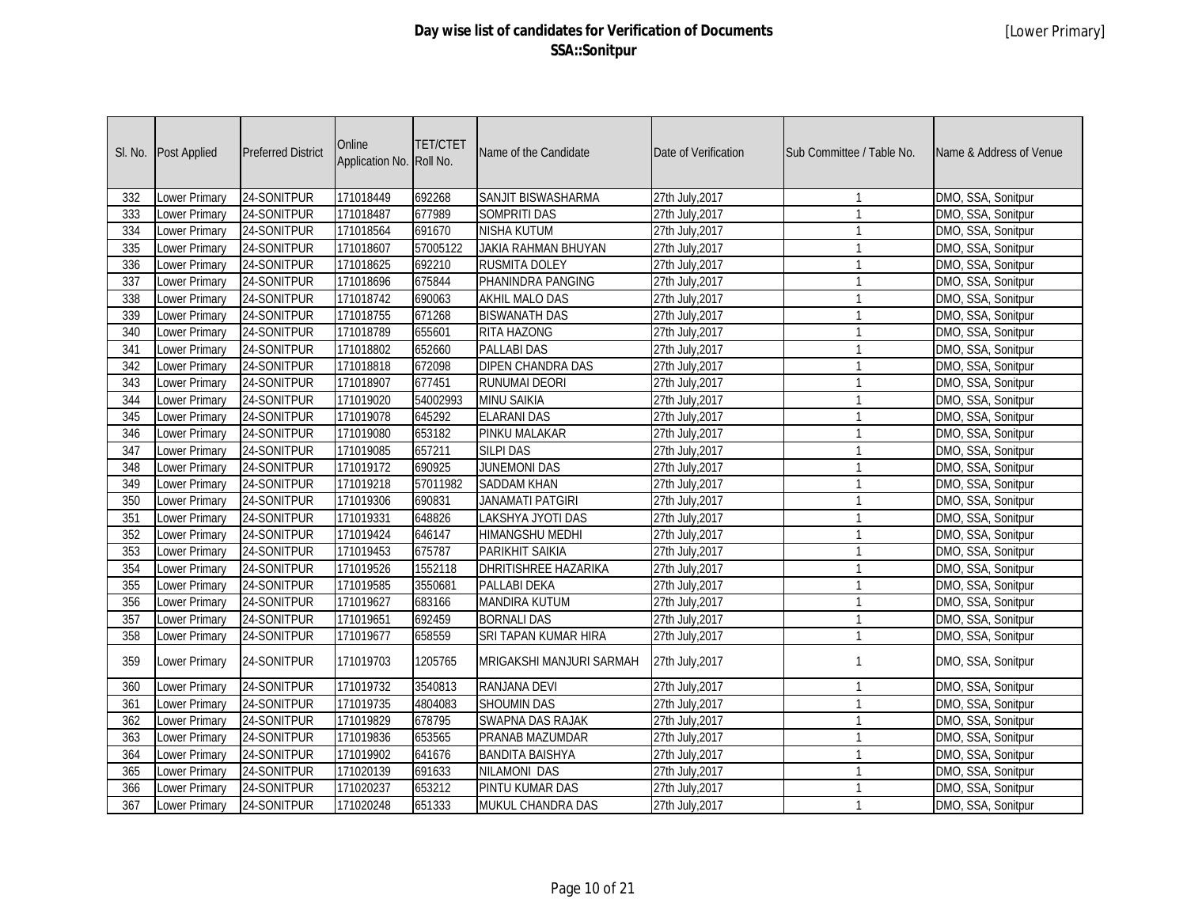# Day wise list of candidates for Verification of Documents
## SSA::Sonitpur

[Lower Primary]

| Sl. No. | Post Applied | Preferred District | Online Application No. | TET/CTET Roll No. | Name of the Candidate | Date of Verification | Sub Committee / Table No. | Name & Address of Venue |
|---|---|---|---|---|---|---|---|---|
| 332 | Lower Primary | 24-SONITPUR | 171018449 | 692268 | SANJIT BISWASHARMA | 27th July,2017 | 1 | DMO, SSA, Sonitpur |
| 333 | Lower Primary | 24-SONITPUR | 171018487 | 677989 | SOMPRITI DAS | 27th July,2017 | 1 | DMO, SSA, Sonitpur |
| 334 | Lower Primary | 24-SONITPUR | 171018564 | 691670 | NISHA KUTUM | 27th July,2017 | 1 | DMO, SSA, Sonitpur |
| 335 | Lower Primary | 24-SONITPUR | 171018607 | 57005122 | JAKIA RAHMAN BHUYAN | 27th July,2017 | 1 | DMO, SSA, Sonitpur |
| 336 | Lower Primary | 24-SONITPUR | 171018625 | 692210 | RUSMITA DOLEY | 27th July,2017 | 1 | DMO, SSA, Sonitpur |
| 337 | Lower Primary | 24-SONITPUR | 171018696 | 675844 | PHANINDRA PANGING | 27th July,2017 | 1 | DMO, SSA, Sonitpur |
| 338 | Lower Primary | 24-SONITPUR | 171018742 | 690063 | AKHIL MALO DAS | 27th July,2017 | 1 | DMO, SSA, Sonitpur |
| 339 | Lower Primary | 24-SONITPUR | 171018755 | 671268 | BISWANATH DAS | 27th July,2017 | 1 | DMO, SSA, Sonitpur |
| 340 | Lower Primary | 24-SONITPUR | 171018789 | 655601 | RITA HAZONG | 27th July,2017 | 1 | DMO, SSA, Sonitpur |
| 341 | Lower Primary | 24-SONITPUR | 171018802 | 652660 | PALLABI DAS | 27th July,2017 | 1 | DMO, SSA, Sonitpur |
| 342 | Lower Primary | 24-SONITPUR | 171018818 | 672098 | DIPEN CHANDRA DAS | 27th July,2017 | 1 | DMO, SSA, Sonitpur |
| 343 | Lower Primary | 24-SONITPUR | 171018907 | 677451 | RUNUMAI DEORI | 27th July,2017 | 1 | DMO, SSA, Sonitpur |
| 344 | Lower Primary | 24-SONITPUR | 171019020 | 54002993 | MINU SAIKIA | 27th July,2017 | 1 | DMO, SSA, Sonitpur |
| 345 | Lower Primary | 24-SONITPUR | 171019078 | 645292 | ELARANI DAS | 27th July,2017 | 1 | DMO, SSA, Sonitpur |
| 346 | Lower Primary | 24-SONITPUR | 171019080 | 653182 | PINKU MALAKAR | 27th July,2017 | 1 | DMO, SSA, Sonitpur |
| 347 | Lower Primary | 24-SONITPUR | 171019085 | 657211 | SILPI DAS | 27th July,2017 | 1 | DMO, SSA, Sonitpur |
| 348 | Lower Primary | 24-SONITPUR | 171019172 | 690925 | JUNEMONI DAS | 27th July,2017 | 1 | DMO, SSA, Sonitpur |
| 349 | Lower Primary | 24-SONITPUR | 171019218 | 57011982 | SADDAM KHAN | 27th July,2017 | 1 | DMO, SSA, Sonitpur |
| 350 | Lower Primary | 24-SONITPUR | 171019306 | 690831 | JANAMATI PATGIRI | 27th July,2017 | 1 | DMO, SSA, Sonitpur |
| 351 | Lower Primary | 24-SONITPUR | 171019331 | 648826 | LAKSHYA JYOTI DAS | 27th July,2017 | 1 | DMO, SSA, Sonitpur |
| 352 | Lower Primary | 24-SONITPUR | 171019424 | 646147 | HIMANGSHU MEDHI | 27th July,2017 | 1 | DMO, SSA, Sonitpur |
| 353 | Lower Primary | 24-SONITPUR | 171019453 | 675787 | PARIKHIT SAIKIA | 27th July,2017 | 1 | DMO, SSA, Sonitpur |
| 354 | Lower Primary | 24-SONITPUR | 171019526 | 1552118 | DHRITISHREE HAZARIKA | 27th July,2017 | 1 | DMO, SSA, Sonitpur |
| 355 | Lower Primary | 24-SONITPUR | 171019585 | 3550681 | PALLABI DEKA | 27th July,2017 | 1 | DMO, SSA, Sonitpur |
| 356 | Lower Primary | 24-SONITPUR | 171019627 | 683166 | MANDIRA KUTUM | 27th July,2017 | 1 | DMO, SSA, Sonitpur |
| 357 | Lower Primary | 24-SONITPUR | 171019651 | 692459 | BORNALI DAS | 27th July,2017 | 1 | DMO, SSA, Sonitpur |
| 358 | Lower Primary | 24-SONITPUR | 171019677 | 658559 | SRI TAPAN KUMAR HIRA | 27th July,2017 | 1 | DMO, SSA, Sonitpur |
| 359 | Lower Primary | 24-SONITPUR | 171019703 | 1205765 | MRIGAKSHI MANJURI SARMAH | 27th July,2017 | 1 | DMO, SSA, Sonitpur |
| 360 | Lower Primary | 24-SONITPUR | 171019732 | 3540813 | RANJANA DEVI | 27th July,2017 | 1 | DMO, SSA, Sonitpur |
| 361 | Lower Primary | 24-SONITPUR | 171019735 | 4804083 | SHOUMIN DAS | 27th July,2017 | 1 | DMO, SSA, Sonitpur |
| 362 | Lower Primary | 24-SONITPUR | 171019829 | 678795 | SWAPNA DAS RAJAK | 27th July,2017 | 1 | DMO, SSA, Sonitpur |
| 363 | Lower Primary | 24-SONITPUR | 171019836 | 653565 | PRANAB MAZUMDAR | 27th July,2017 | 1 | DMO, SSA, Sonitpur |
| 364 | Lower Primary | 24-SONITPUR | 171019902 | 641676 | BANDITA BAISHYA | 27th July,2017 | 1 | DMO, SSA, Sonitpur |
| 365 | Lower Primary | 24-SONITPUR | 171020139 | 691633 | NILAMONI DAS | 27th July,2017 | 1 | DMO, SSA, Sonitpur |
| 366 | Lower Primary | 24-SONITPUR | 171020237 | 653212 | PINTU KUMAR DAS | 27th July,2017 | 1 | DMO, SSA, Sonitpur |
| 367 | Lower Primary | 24-SONITPUR | 171020248 | 651333 | MUKUL CHANDRA DAS | 27th July,2017 | 1 | DMO, SSA, Sonitpur |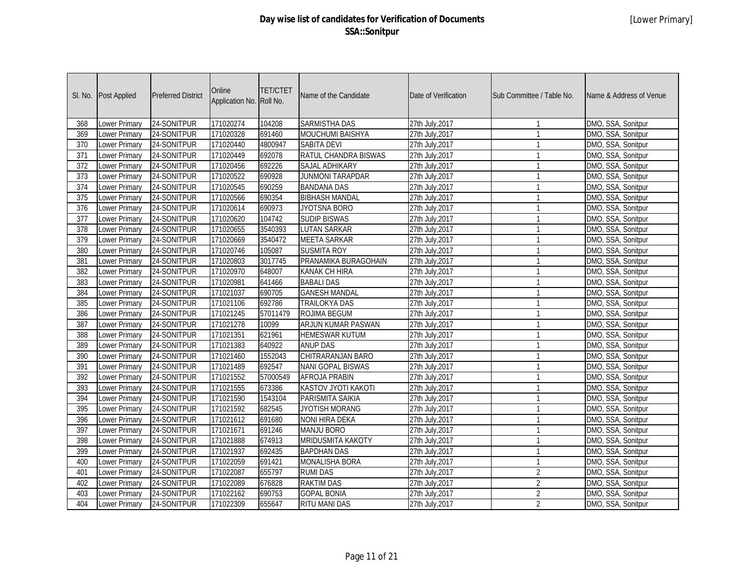# Day wise list of candidates for Verification of Documents
## SSA::Sonitpur

[Lower Primary]

| Sl. No. | Post Applied | Preferred District | Online Application No. | TET/CTET Roll No. | Name of the Candidate | Date of Verification | Sub Committee / Table No. | Name & Address of Venue |
|---|---|---|---|---|---|---|---|---|
| 368 | Lower Primary | 24-SONITPUR | 171020274 | 104208 | SARMISTHA DAS | 27th July,2017 | 1 | DMO, SSA, Sonitpur |
| 369 | Lower Primary | 24-SONITPUR | 171020328 | 691460 | MOUCHUMI BAISHYA | 27th July,2017 | 1 | DMO, SSA, Sonitpur |
| 370 | Lower Primary | 24-SONITPUR | 171020440 | 4800947 | SABITA DEVI | 27th July,2017 | 1 | DMO, SSA, Sonitpur |
| 371 | Lower Primary | 24-SONITPUR | 171020449 | 692078 | RATUL CHANDRA BISWAS | 27th July,2017 | 1 | DMO, SSA, Sonitpur |
| 372 | Lower Primary | 24-SONITPUR | 171020456 | 692226 | SAJAL ADHIKARY | 27th July,2017 | 1 | DMO, SSA, Sonitpur |
| 373 | Lower Primary | 24-SONITPUR | 171020522 | 690928 | JUNMONI TARAPDAR | 27th July,2017 | 1 | DMO, SSA, Sonitpur |
| 374 | Lower Primary | 24-SONITPUR | 171020545 | 690259 | BANDANA DAS | 27th July,2017 | 1 | DMO, SSA, Sonitpur |
| 375 | Lower Primary | 24-SONITPUR | 171020566 | 690354 | BIBHASH MANDAL | 27th July,2017 | 1 | DMO, SSA, Sonitpur |
| 376 | Lower Primary | 24-SONITPUR | 171020614 | 690973 | JYOTSNA BORO | 27th July,2017 | 1 | DMO, SSA, Sonitpur |
| 377 | Lower Primary | 24-SONITPUR | 171020620 | 104742 | SUDIP BISWAS | 27th July,2017 | 1 | DMO, SSA, Sonitpur |
| 378 | Lower Primary | 24-SONITPUR | 171020655 | 3540393 | LUTAN SARKAR | 27th July,2017 | 1 | DMO, SSA, Sonitpur |
| 379 | Lower Primary | 24-SONITPUR | 171020669 | 3540472 | MEETA SARKAR | 27th July,2017 | 1 | DMO, SSA, Sonitpur |
| 380 | Lower Primary | 24-SONITPUR | 171020746 | 105087 | SUSMITA ROY | 27th July,2017 | 1 | DMO, SSA, Sonitpur |
| 381 | Lower Primary | 24-SONITPUR | 171020803 | 3017745 | PRANAMIKA BURAGOHAIN | 27th July,2017 | 1 | DMO, SSA, Sonitpur |
| 382 | Lower Primary | 24-SONITPUR | 171020970 | 648007 | KANAK CH HIRA | 27th July,2017 | 1 | DMO, SSA, Sonitpur |
| 383 | Lower Primary | 24-SONITPUR | 171020981 | 641466 | BABALI DAS | 27th July,2017 | 1 | DMO, SSA, Sonitpur |
| 384 | Lower Primary | 24-SONITPUR | 171021037 | 690705 | GANESH MANDAL | 27th July,2017 | 1 | DMO, SSA, Sonitpur |
| 385 | Lower Primary | 24-SONITPUR | 171021106 | 692786 | TRAILOKYA DAS | 27th July,2017 | 1 | DMO, SSA, Sonitpur |
| 386 | Lower Primary | 24-SONITPUR | 171021245 | 57011479 | ROJIMA BEGUM | 27th July,2017 | 1 | DMO, SSA, Sonitpur |
| 387 | Lower Primary | 24-SONITPUR | 171021278 | 10099 | ARJUN KUMAR PASWAN | 27th July,2017 | 1 | DMO, SSA, Sonitpur |
| 388 | Lower Primary | 24-SONITPUR | 171021351 | 621961 | HEMESWAR KUTUM | 27th July,2017 | 1 | DMO, SSA, Sonitpur |
| 389 | Lower Primary | 24-SONITPUR | 171021383 | 640922 | ANUP DAS | 27th July,2017 | 1 | DMO, SSA, Sonitpur |
| 390 | Lower Primary | 24-SONITPUR | 171021460 | 1552043 | CHITRARANJAN BARO | 27th July,2017 | 1 | DMO, SSA, Sonitpur |
| 391 | Lower Primary | 24-SONITPUR | 171021489 | 692547 | NANI GOPAL BISWAS | 27th July,2017 | 1 | DMO, SSA, Sonitpur |
| 392 | Lower Primary | 24-SONITPUR | 171021552 | 57000549 | AFROJA PRABIN | 27th July,2017 | 1 | DMO, SSA, Sonitpur |
| 393 | Lower Primary | 24-SONITPUR | 171021555 | 673386 | KASTOV JYOTI KAKOTI | 27th July,2017 | 1 | DMO, SSA, Sonitpur |
| 394 | Lower Primary | 24-SONITPUR | 171021590 | 1543104 | PARISMITA SAIKIA | 27th July,2017 | 1 | DMO, SSA, Sonitpur |
| 395 | Lower Primary | 24-SONITPUR | 171021592 | 682545 | JYOTISH MORANG | 27th July,2017 | 1 | DMO, SSA, Sonitpur |
| 396 | Lower Primary | 24-SONITPUR | 171021612 | 691680 | NONI HIRA DEKA | 27th July,2017 | 1 | DMO, SSA, Sonitpur |
| 397 | Lower Primary | 24-SONITPUR | 171021671 | 691246 | MANJU BORO | 27th July,2017 | 1 | DMO, SSA, Sonitpur |
| 398 | Lower Primary | 24-SONITPUR | 171021888 | 674913 | MRIDUSMITA KAKOTY | 27th July,2017 | 1 | DMO, SSA, Sonitpur |
| 399 | Lower Primary | 24-SONITPUR | 171021937 | 692435 | BAPDHAN DAS | 27th July,2017 | 1 | DMO, SSA, Sonitpur |
| 400 | Lower Primary | 24-SONITPUR | 171022059 | 691421 | MONALISHA BORA | 27th July,2017 | 1 | DMO, SSA, Sonitpur |
| 401 | Lower Primary | 24-SONITPUR | 171022087 | 655797 | RUMI DAS | 27th July,2017 | 2 | DMO, SSA, Sonitpur |
| 402 | Lower Primary | 24-SONITPUR | 171022089 | 676828 | RAKTIM DAS | 27th July,2017 | 2 | DMO, SSA, Sonitpur |
| 403 | Lower Primary | 24-SONITPUR | 171022162 | 690753 | GOPAL BONIA | 27th July,2017 | 2 | DMO, SSA, Sonitpur |
| 404 | Lower Primary | 24-SONITPUR | 171022309 | 655647 | RITU MANI DAS | 27th July,2017 | 2 | DMO, SSA, Sonitpur |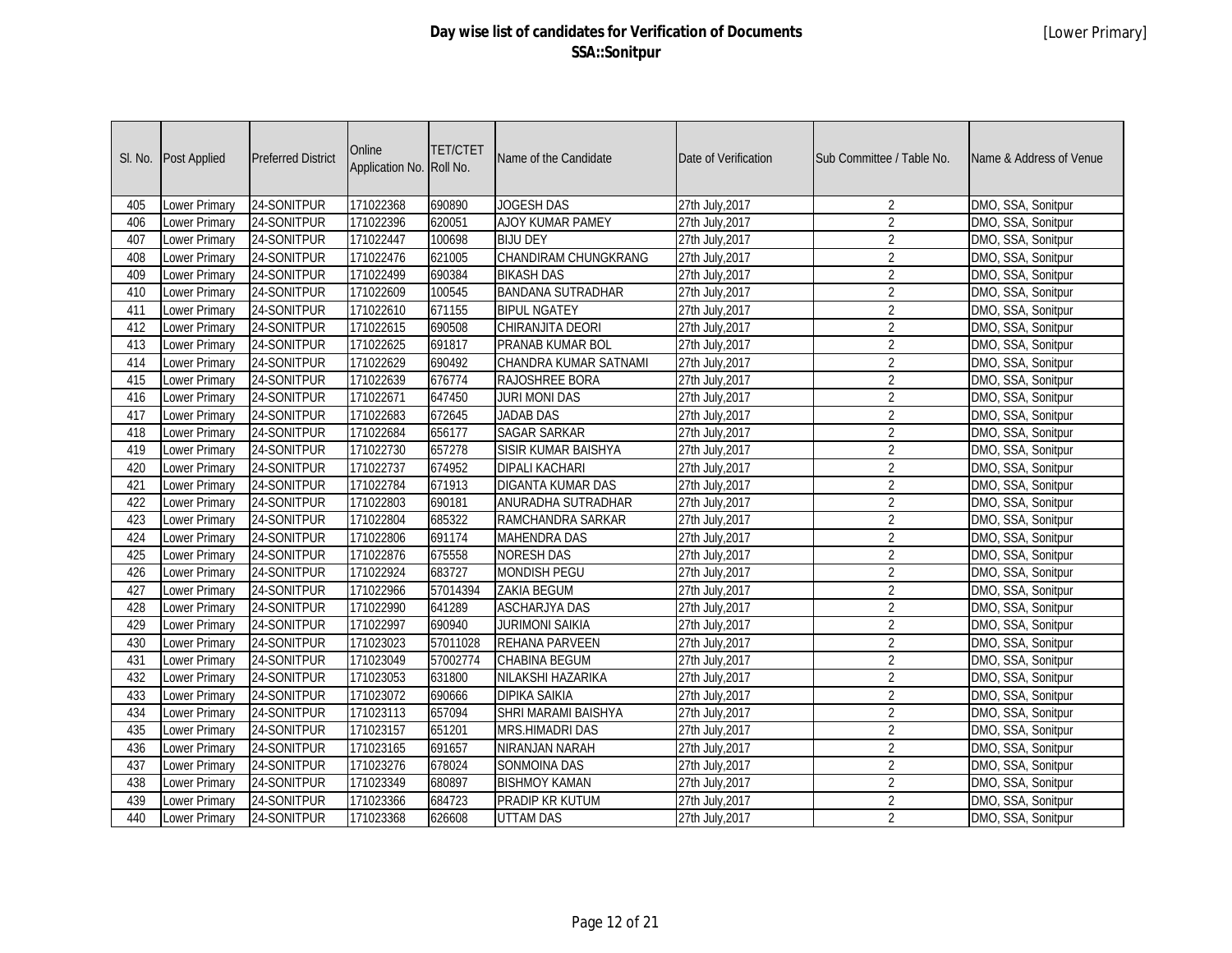# Day wise list of candidates for Verification of Documents
## SSA::Sonitpur

[Lower Primary]

| Sl. No. | Post Applied | Preferred District | Online Application No. | TET/CTET Roll No. | Name of the Candidate | Date of Verification | Sub Committee / Table No. | Name & Address of Venue |
|---|---|---|---|---|---|---|---|---|
| 405 | Lower Primary | 24-SONITPUR | 171022368 | 690890 | JOGESH DAS | 27th July,2017 | 2 | DMO, SSA, Sonitpur |
| 406 | Lower Primary | 24-SONITPUR | 171022396 | 620051 | AJOY KUMAR PAMEY | 27th July,2017 | 2 | DMO, SSA, Sonitpur |
| 407 | Lower Primary | 24-SONITPUR | 171022447 | 100698 | BIJU DEY | 27th July,2017 | 2 | DMO, SSA, Sonitpur |
| 408 | Lower Primary | 24-SONITPUR | 171022476 | 621005 | CHANDIRAM CHUNGKRANG | 27th July,2017 | 2 | DMO, SSA, Sonitpur |
| 409 | Lower Primary | 24-SONITPUR | 171022499 | 690384 | BIKASH DAS | 27th July,2017 | 2 | DMO, SSA, Sonitpur |
| 410 | Lower Primary | 24-SONITPUR | 171022609 | 100545 | BANDANA SUTRADHAR | 27th July,2017 | 2 | DMO, SSA, Sonitpur |
| 411 | Lower Primary | 24-SONITPUR | 171022610 | 671155 | BIPUL NGATEY | 27th July,2017 | 2 | DMO, SSA, Sonitpur |
| 412 | Lower Primary | 24-SONITPUR | 171022615 | 690508 | CHIRANJITA DEORI | 27th July,2017 | 2 | DMO, SSA, Sonitpur |
| 413 | Lower Primary | 24-SONITPUR | 171022625 | 691817 | PRANAB KUMAR BOL | 27th July,2017 | 2 | DMO, SSA, Sonitpur |
| 414 | Lower Primary | 24-SONITPUR | 171022629 | 690492 | CHANDRA KUMAR SATNAMI | 27th July,2017 | 2 | DMO, SSA, Sonitpur |
| 415 | Lower Primary | 24-SONITPUR | 171022639 | 676774 | RAJOSHREE BORA | 27th July,2017 | 2 | DMO, SSA, Sonitpur |
| 416 | Lower Primary | 24-SONITPUR | 171022671 | 647450 | JURI MONI DAS | 27th July,2017 | 2 | DMO, SSA, Sonitpur |
| 417 | Lower Primary | 24-SONITPUR | 171022683 | 672645 | JADAB DAS | 27th July,2017 | 2 | DMO, SSA, Sonitpur |
| 418 | Lower Primary | 24-SONITPUR | 171022684 | 656177 | SAGAR SARKAR | 27th July,2017 | 2 | DMO, SSA, Sonitpur |
| 419 | Lower Primary | 24-SONITPUR | 171022730 | 657278 | SISIR KUMAR BAISHYA | 27th July,2017 | 2 | DMO, SSA, Sonitpur |
| 420 | Lower Primary | 24-SONITPUR | 171022737 | 674952 | DIPALI KACHARI | 27th July,2017 | 2 | DMO, SSA, Sonitpur |
| 421 | Lower Primary | 24-SONITPUR | 171022784 | 671913 | DIGANTA KUMAR DAS | 27th July,2017 | 2 | DMO, SSA, Sonitpur |
| 422 | Lower Primary | 24-SONITPUR | 171022803 | 690181 | ANURADHA SUTRADHAR | 27th July,2017 | 2 | DMO, SSA, Sonitpur |
| 423 | Lower Primary | 24-SONITPUR | 171022804 | 685322 | RAMCHANDRA SARKAR | 27th July,2017 | 2 | DMO, SSA, Sonitpur |
| 424 | Lower Primary | 24-SONITPUR | 171022806 | 691174 | MAHENDRA DAS | 27th July,2017 | 2 | DMO, SSA, Sonitpur |
| 425 | Lower Primary | 24-SONITPUR | 171022876 | 675558 | NORESH DAS | 27th July,2017 | 2 | DMO, SSA, Sonitpur |
| 426 | Lower Primary | 24-SONITPUR | 171022924 | 683727 | MONDISH PEGU | 27th July,2017 | 2 | DMO, SSA, Sonitpur |
| 427 | Lower Primary | 24-SONITPUR | 171022966 | 57014394 | ZAKIA BEGUM | 27th July,2017 | 2 | DMO, SSA, Sonitpur |
| 428 | Lower Primary | 24-SONITPUR | 171022990 | 641289 | ASCHARJYA DAS | 27th July,2017 | 2 | DMO, SSA, Sonitpur |
| 429 | Lower Primary | 24-SONITPUR | 171022997 | 690940 | JURIMONI SAIKIA | 27th July,2017 | 2 | DMO, SSA, Sonitpur |
| 430 | Lower Primary | 24-SONITPUR | 171023023 | 57011028 | REHANA PARVEEN | 27th July,2017 | 2 | DMO, SSA, Sonitpur |
| 431 | Lower Primary | 24-SONITPUR | 171023049 | 57002774 | CHABINA BEGUM | 27th July,2017 | 2 | DMO, SSA, Sonitpur |
| 432 | Lower Primary | 24-SONITPUR | 171023053 | 631800 | NILAKSHI HAZARIKA | 27th July,2017 | 2 | DMO, SSA, Sonitpur |
| 433 | Lower Primary | 24-SONITPUR | 171023072 | 690666 | DIPIKA SAIKIA | 27th July,2017 | 2 | DMO, SSA, Sonitpur |
| 434 | Lower Primary | 24-SONITPUR | 171023113 | 657094 | SHRI MARAMI BAISHYA | 27th July,2017 | 2 | DMO, SSA, Sonitpur |
| 435 | Lower Primary | 24-SONITPUR | 171023157 | 651201 | MRS.HIMADRI DAS | 27th July,2017 | 2 | DMO, SSA, Sonitpur |
| 436 | Lower Primary | 24-SONITPUR | 171023165 | 691657 | NIRANJAN NARAH | 27th July,2017 | 2 | DMO, SSA, Sonitpur |
| 437 | Lower Primary | 24-SONITPUR | 171023276 | 678024 | SONMOINA DAS | 27th July,2017 | 2 | DMO, SSA, Sonitpur |
| 438 | Lower Primary | 24-SONITPUR | 171023349 | 680897 | BISHMOY KAMAN | 27th July,2017 | 2 | DMO, SSA, Sonitpur |
| 439 | Lower Primary | 24-SONITPUR | 171023366 | 684723 | PRADIP KR KUTUM | 27th July,2017 | 2 | DMO, SSA, Sonitpur |
| 440 | Lower Primary | 24-SONITPUR | 171023368 | 626608 | UTTAM DAS | 27th July,2017 | 2 | DMO, SSA, Sonitpur |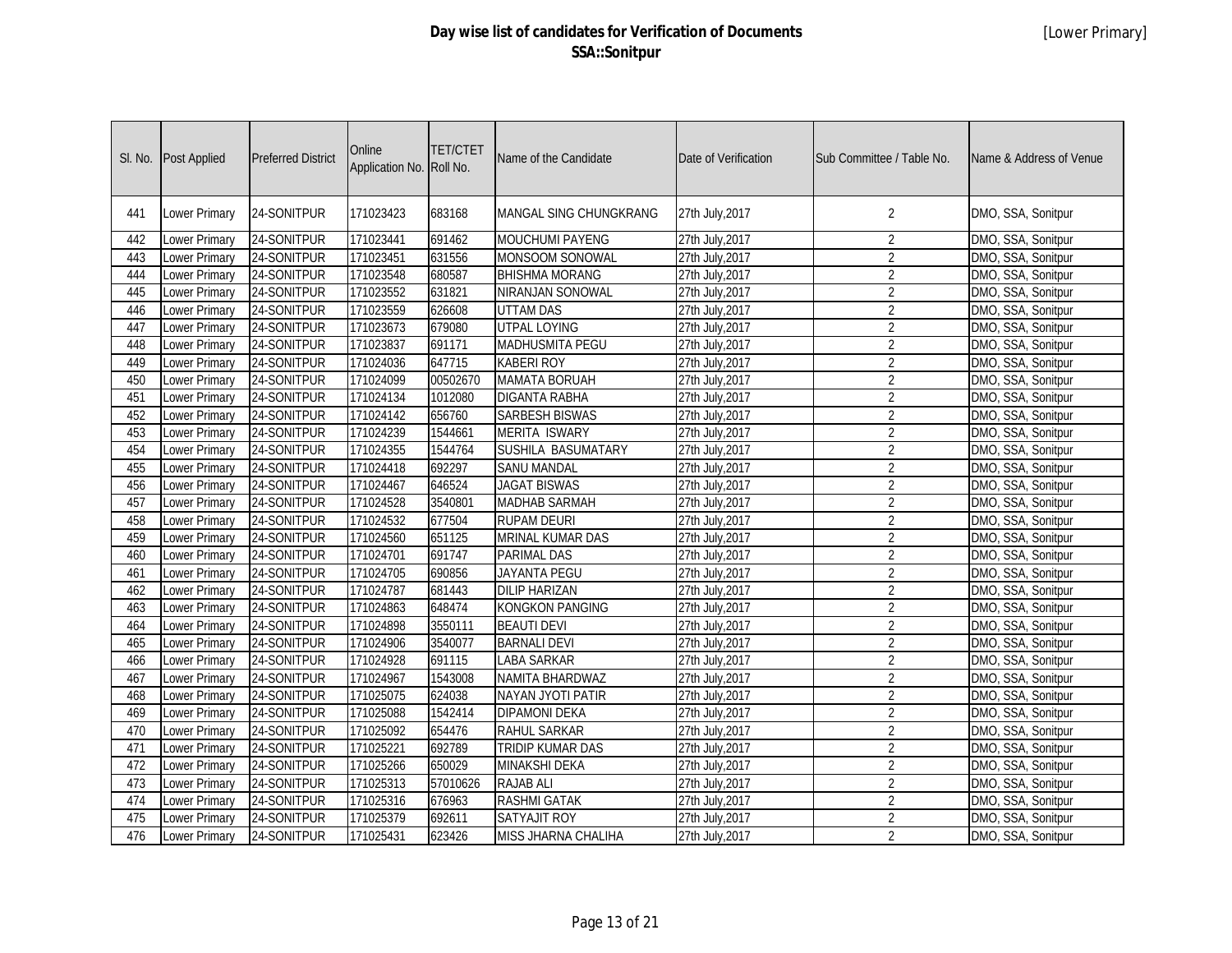# Day wise list of candidates for Verification of Documents
## SSA::Sonitpur

[Lower Primary]

| Sl. No. | Post Applied | Preferred District | Online Application No. | TET/CTET Roll No. | Name of the Candidate | Date of Verification | Sub Committee / Table No. | Name & Address of Venue |
|---|---|---|---|---|---|---|---|---|
| 441 | Lower Primary | 24-SONITPUR | 171023423 | 683168 | MANGAL SING CHUNGKRANG | 27th July,2017 | 2 | DMO, SSA, Sonitpur |
| 442 | Lower Primary | 24-SONITPUR | 171023441 | 691462 | MOUCHUMI PAYENG | 27th July,2017 | 2 | DMO, SSA, Sonitpur |
| 443 | Lower Primary | 24-SONITPUR | 171023451 | 631556 | MONSOOM SONOWAL | 27th July,2017 | 2 | DMO, SSA, Sonitpur |
| 444 | Lower Primary | 24-SONITPUR | 171023548 | 680587 | BHISHMA MORANG | 27th July,2017 | 2 | DMO, SSA, Sonitpur |
| 445 | Lower Primary | 24-SONITPUR | 171023552 | 631821 | NIRANJAN SONOWAL | 27th July,2017 | 2 | DMO, SSA, Sonitpur |
| 446 | Lower Primary | 24-SONITPUR | 171023559 | 626608 | UTTAM DAS | 27th July,2017 | 2 | DMO, SSA, Sonitpur |
| 447 | Lower Primary | 24-SONITPUR | 171023673 | 679080 | UTPAL LOYING | 27th July,2017 | 2 | DMO, SSA, Sonitpur |
| 448 | Lower Primary | 24-SONITPUR | 171023837 | 691171 | MADHUSMITA PEGU | 27th July,2017 | 2 | DMO, SSA, Sonitpur |
| 449 | Lower Primary | 24-SONITPUR | 171024036 | 647715 | KABERI ROY | 27th July,2017 | 2 | DMO, SSA, Sonitpur |
| 450 | Lower Primary | 24-SONITPUR | 171024099 | 00502670 | MAMATA BORUAH | 27th July,2017 | 2 | DMO, SSA, Sonitpur |
| 451 | Lower Primary | 24-SONITPUR | 171024134 | 1012080 | DIGANTA RABHA | 27th July,2017 | 2 | DMO, SSA, Sonitpur |
| 452 | Lower Primary | 24-SONITPUR | 171024142 | 656760 | SARBESH BISWAS | 27th July,2017 | 2 | DMO, SSA, Sonitpur |
| 453 | Lower Primary | 24-SONITPUR | 171024239 | 1544661 | MERITA ISWARY | 27th July,2017 | 2 | DMO, SSA, Sonitpur |
| 454 | Lower Primary | 24-SONITPUR | 171024355 | 1544764 | SUSHILA BASUMATARY | 27th July,2017 | 2 | DMO, SSA, Sonitpur |
| 455 | Lower Primary | 24-SONITPUR | 171024418 | 692297 | SANU MANDAL | 27th July,2017 | 2 | DMO, SSA, Sonitpur |
| 456 | Lower Primary | 24-SONITPUR | 171024467 | 646524 | JAGAT BISWAS | 27th July,2017 | 2 | DMO, SSA, Sonitpur |
| 457 | Lower Primary | 24-SONITPUR | 171024528 | 3540801 | MADHAB SARMAH | 27th July,2017 | 2 | DMO, SSA, Sonitpur |
| 458 | Lower Primary | 24-SONITPUR | 171024532 | 677504 | RUPAM DEURI | 27th July,2017 | 2 | DMO, SSA, Sonitpur |
| 459 | Lower Primary | 24-SONITPUR | 171024560 | 651125 | MRINAL KUMAR DAS | 27th July,2017 | 2 | DMO, SSA, Sonitpur |
| 460 | Lower Primary | 24-SONITPUR | 171024701 | 691747 | PARIMAL DAS | 27th July,2017 | 2 | DMO, SSA, Sonitpur |
| 461 | Lower Primary | 24-SONITPUR | 171024705 | 690856 | JAYANTA PEGU | 27th July,2017 | 2 | DMO, SSA, Sonitpur |
| 462 | Lower Primary | 24-SONITPUR | 171024787 | 681443 | DILIP HARIZAN | 27th July,2017 | 2 | DMO, SSA, Sonitpur |
| 463 | Lower Primary | 24-SONITPUR | 171024863 | 648474 | KONGKON PANGING | 27th July,2017 | 2 | DMO, SSA, Sonitpur |
| 464 | Lower Primary | 24-SONITPUR | 171024898 | 3550111 | BEAUTI DEVI | 27th July,2017 | 2 | DMO, SSA, Sonitpur |
| 465 | Lower Primary | 24-SONITPUR | 171024906 | 3540077 | BARNALI DEVI | 27th July,2017 | 2 | DMO, SSA, Sonitpur |
| 466 | Lower Primary | 24-SONITPUR | 171024928 | 691115 | LABA SARKAR | 27th July,2017 | 2 | DMO, SSA, Sonitpur |
| 467 | Lower Primary | 24-SONITPUR | 171024967 | 1543008 | NAMITA BHARDWAZ | 27th July,2017 | 2 | DMO, SSA, Sonitpur |
| 468 | Lower Primary | 24-SONITPUR | 171025075 | 624038 | NAYAN JYOTI PATIR | 27th July,2017 | 2 | DMO, SSA, Sonitpur |
| 469 | Lower Primary | 24-SONITPUR | 171025088 | 1542414 | DIPAMONI DEKA | 27th July,2017 | 2 | DMO, SSA, Sonitpur |
| 470 | Lower Primary | 24-SONITPUR | 171025092 | 654476 | RAHUL SARKAR | 27th July,2017 | 2 | DMO, SSA, Sonitpur |
| 471 | Lower Primary | 24-SONITPUR | 171025221 | 692789 | TRIDIP KUMAR DAS | 27th July,2017 | 2 | DMO, SSA, Sonitpur |
| 472 | Lower Primary | 24-SONITPUR | 171025266 | 650029 | MINAKSHI DEKA | 27th July,2017 | 2 | DMO, SSA, Sonitpur |
| 473 | Lower Primary | 24-SONITPUR | 171025313 | 57010626 | RAJAB ALI | 27th July,2017 | 2 | DMO, SSA, Sonitpur |
| 474 | Lower Primary | 24-SONITPUR | 171025316 | 676963 | RASHMI GATAK | 27th July,2017 | 2 | DMO, SSA, Sonitpur |
| 475 | Lower Primary | 24-SONITPUR | 171025379 | 692611 | SATYAJIT ROY | 27th July,2017 | 2 | DMO, SSA, Sonitpur |
| 476 | Lower Primary | 24-SONITPUR | 171025431 | 623426 | MISS JHARNA CHALIHA | 27th July,2017 | 2 | DMO, SSA, Sonitpur |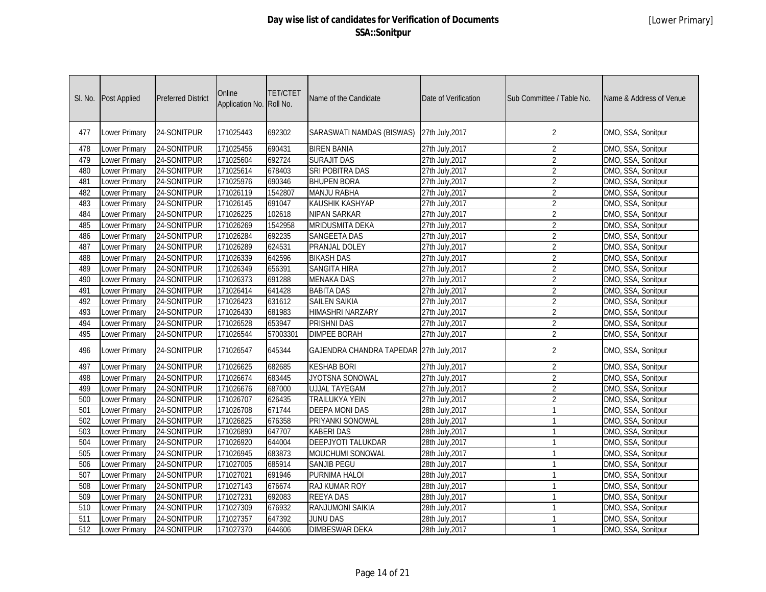# Day wise list of candidates for Verification of Documents
## SSA::Sonitpur

[Lower Primary]

| Sl. No. | Post Applied | Preferred District | Online Application No. | TET/CTET Roll No. | Name of the Candidate | Date of Verification | Sub Committee / Table No. | Name & Address of Venue |
|---|---|---|---|---|---|---|---|---|
| 477 | Lower Primary | 24-SONITPUR | 171025443 | 692302 | SARASWATI NAMDAS (BISWAS) | 27th July,2017 | 2 | DMO, SSA, Sonitpur |
| 478 | Lower Primary | 24-SONITPUR | 171025456 | 690431 | BIREN BANIA | 27th July,2017 | 2 | DMO, SSA, Sonitpur |
| 479 | Lower Primary | 24-SONITPUR | 171025604 | 692724 | SURAJIT DAS | 27th July,2017 | 2 | DMO, SSA, Sonitpur |
| 480 | Lower Primary | 24-SONITPUR | 171025614 | 678403 | SRI POBITRA DAS | 27th July,2017 | 2 | DMO, SSA, Sonitpur |
| 481 | Lower Primary | 24-SONITPUR | 171025976 | 690346 | BHUPEN BORA | 27th July,2017 | 2 | DMO, SSA, Sonitpur |
| 482 | Lower Primary | 24-SONITPUR | 171026119 | 1542807 | MANJU RABHA | 27th July,2017 | 2 | DMO, SSA, Sonitpur |
| 483 | Lower Primary | 24-SONITPUR | 171026145 | 691047 | KAUSHIK KASHYAP | 27th July,2017 | 2 | DMO, SSA, Sonitpur |
| 484 | Lower Primary | 24-SONITPUR | 171026225 | 102618 | NIPAN SARKAR | 27th July,2017 | 2 | DMO, SSA, Sonitpur |
| 485 | Lower Primary | 24-SONITPUR | 171026269 | 1542958 | MRIDUSMITA DEKA | 27th July,2017 | 2 | DMO, SSA, Sonitpur |
| 486 | Lower Primary | 24-SONITPUR | 171026284 | 692235 | SANGEETA DAS | 27th July,2017 | 2 | DMO, SSA, Sonitpur |
| 487 | Lower Primary | 24-SONITPUR | 171026289 | 624531 | PRANJAL DOLEY | 27th July,2017 | 2 | DMO, SSA, Sonitpur |
| 488 | Lower Primary | 24-SONITPUR | 171026339 | 642596 | BIKASH DAS | 27th July,2017 | 2 | DMO, SSA, Sonitpur |
| 489 | Lower Primary | 24-SONITPUR | 171026349 | 656391 | SANGITA HIRA | 27th July,2017 | 2 | DMO, SSA, Sonitpur |
| 490 | Lower Primary | 24-SONITPUR | 171026373 | 691288 | MENAKA DAS | 27th July,2017 | 2 | DMO, SSA, Sonitpur |
| 491 | Lower Primary | 24-SONITPUR | 171026414 | 641428 | BABITA DAS | 27th July,2017 | 2 | DMO, SSA, Sonitpur |
| 492 | Lower Primary | 24-SONITPUR | 171026423 | 631612 | SAILEN SAIKIA | 27th July,2017 | 2 | DMO, SSA, Sonitpur |
| 493 | Lower Primary | 24-SONITPUR | 171026430 | 681983 | HIMASHRI NARZARY | 27th July,2017 | 2 | DMO, SSA, Sonitpur |
| 494 | Lower Primary | 24-SONITPUR | 171026528 | 653947 | PRISHNI DAS | 27th July,2017 | 2 | DMO, SSA, Sonitpur |
| 495 | Lower Primary | 24-SONITPUR | 171026544 | 57003301 | DIMPEE BORAH | 27th July,2017 | 2 | DMO, SSA, Sonitpur |
| 496 | Lower Primary | 24-SONITPUR | 171026547 | 645344 | GAJENDRA CHANDRA TAPEDAR | 27th July,2017 | 2 | DMO, SSA, Sonitpur |
| 497 | Lower Primary | 24-SONITPUR | 171026625 | 682685 | KESHAB BORI | 27th July,2017 | 2 | DMO, SSA, Sonitpur |
| 498 | Lower Primary | 24-SONITPUR | 171026674 | 683445 | JYOTSNA SONOWAL | 27th July,2017 | 2 | DMO, SSA, Sonitpur |
| 499 | Lower Primary | 24-SONITPUR | 171026676 | 687000 | UJJAL TAYEGAM | 27th July,2017 | 2 | DMO, SSA, Sonitpur |
| 500 | Lower Primary | 24-SONITPUR | 171026707 | 626435 | TRAILUKYA YEIN | 27th July,2017 | 2 | DMO, SSA, Sonitpur |
| 501 | Lower Primary | 24-SONITPUR | 171026708 | 671744 | DEEPA MONI DAS | 28th July,2017 | 1 | DMO, SSA, Sonitpur |
| 502 | Lower Primary | 24-SONITPUR | 171026825 | 676358 | PRIYANKI SONOWAL | 28th July,2017 | 1 | DMO, SSA, Sonitpur |
| 503 | Lower Primary | 24-SONITPUR | 171026890 | 647707 | KABERI DAS | 28th July,2017 | 1 | DMO, SSA, Sonitpur |
| 504 | Lower Primary | 24-SONITPUR | 171026920 | 644004 | DEEPJYOTI TALUKDAR | 28th July,2017 | 1 | DMO, SSA, Sonitpur |
| 505 | Lower Primary | 24-SONITPUR | 171026945 | 683873 | MOUCHUMI SONOWAL | 28th July,2017 | 1 | DMO, SSA, Sonitpur |
| 506 | Lower Primary | 24-SONITPUR | 171027005 | 685914 | SANJIB PEGU | 28th July,2017 | 1 | DMO, SSA, Sonitpur |
| 507 | Lower Primary | 24-SONITPUR | 171027021 | 691946 | PURNIMA HALOI | 28th July,2017 | 1 | DMO, SSA, Sonitpur |
| 508 | Lower Primary | 24-SONITPUR | 171027143 | 676674 | RAJ KUMAR ROY | 28th July,2017 | 1 | DMO, SSA, Sonitpur |
| 509 | Lower Primary | 24-SONITPUR | 171027231 | 692083 | REEYA DAS | 28th July,2017 | 1 | DMO, SSA, Sonitpur |
| 510 | Lower Primary | 24-SONITPUR | 171027309 | 676932 | RANJUMONI SAIKIA | 28th July,2017 | 1 | DMO, SSA, Sonitpur |
| 511 | Lower Primary | 24-SONITPUR | 171027357 | 647392 | JUNU DAS | 28th July,2017 | 1 | DMO, SSA, Sonitpur |
| 512 | Lower Primary | 24-SONITPUR | 171027370 | 644606 | DIMBESWAR DEKA | 28th July,2017 | 1 | DMO, SSA, Sonitpur |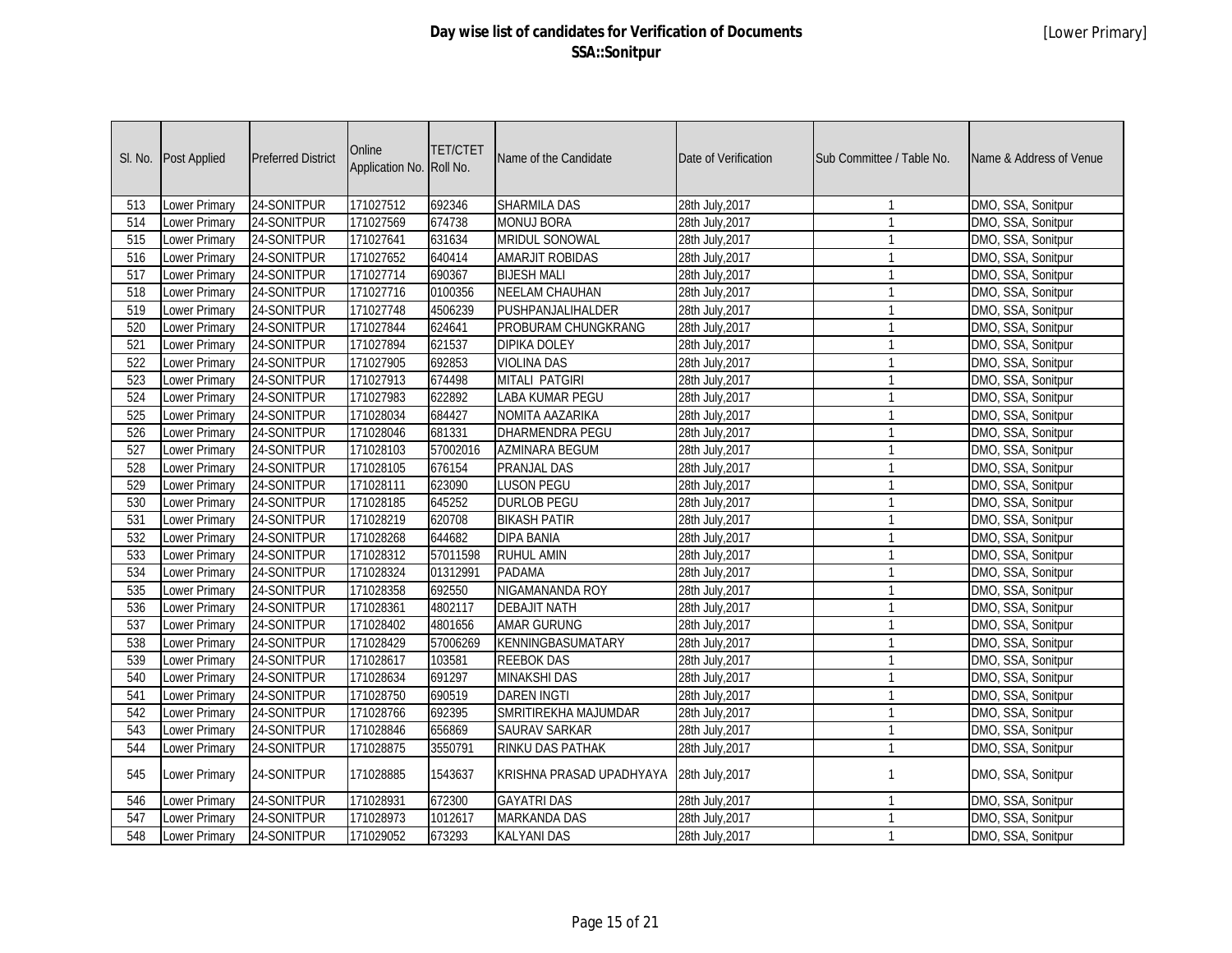# Day wise list of candidates for Verification of Documents
## SSA::Sonitpur

[Lower Primary]

| Sl. No. | Post Applied | Preferred District | Online Application No. | TET/CTET Roll No. | Name of the Candidate | Date of Verification | Sub Committee / Table No. | Name & Address of Venue |
|---|---|---|---|---|---|---|---|---|
| 513 | Lower Primary | 24-SONITPUR | 171027512 | 692346 | SHARMILA DAS | 28th July,2017 | 1 | DMO, SSA, Sonitpur |
| 514 | Lower Primary | 24-SONITPUR | 171027569 | 674738 | MONUJ BORA | 28th July,2017 | 1 | DMO, SSA, Sonitpur |
| 515 | Lower Primary | 24-SONITPUR | 171027641 | 631634 | MRIDUL SONOWAL | 28th July,2017 | 1 | DMO, SSA, Sonitpur |
| 516 | Lower Primary | 24-SONITPUR | 171027652 | 640414 | AMARJIT ROBIDAS | 28th July,2017 | 1 | DMO, SSA, Sonitpur |
| 517 | Lower Primary | 24-SONITPUR | 171027714 | 690367 | BIJESH MALI | 28th July,2017 | 1 | DMO, SSA, Sonitpur |
| 518 | Lower Primary | 24-SONITPUR | 171027716 | 0100356 | NEELAM CHAUHAN | 28th July,2017 | 1 | DMO, SSA, Sonitpur |
| 519 | Lower Primary | 24-SONITPUR | 171027748 | 4506239 | PUSHPANJALIHALDER | 28th July,2017 | 1 | DMO, SSA, Sonitpur |
| 520 | Lower Primary | 24-SONITPUR | 171027844 | 624641 | PROBURAM CHUNGKRANG | 28th July,2017 | 1 | DMO, SSA, Sonitpur |
| 521 | Lower Primary | 24-SONITPUR | 171027894 | 621537 | DIPIKA DOLEY | 28th July,2017 | 1 | DMO, SSA, Sonitpur |
| 522 | Lower Primary | 24-SONITPUR | 171027905 | 692853 | VIOLINA DAS | 28th July,2017 | 1 | DMO, SSA, Sonitpur |
| 523 | Lower Primary | 24-SONITPUR | 171027913 | 674498 | MITALI PATGIRI | 28th July,2017 | 1 | DMO, SSA, Sonitpur |
| 524 | Lower Primary | 24-SONITPUR | 171027983 | 622892 | LABA KUMAR PEGU | 28th July,2017 | 1 | DMO, SSA, Sonitpur |
| 525 | Lower Primary | 24-SONITPUR | 171028034 | 684427 | NOMITA AAZARIKA | 28th July,2017 | 1 | DMO, SSA, Sonitpur |
| 526 | Lower Primary | 24-SONITPUR | 171028046 | 681331 | DHARMENDRA PEGU | 28th July,2017 | 1 | DMO, SSA, Sonitpur |
| 527 | Lower Primary | 24-SONITPUR | 171028103 | 57002016 | AZMINARA BEGUM | 28th July,2017 | 1 | DMO, SSA, Sonitpur |
| 528 | Lower Primary | 24-SONITPUR | 171028105 | 676154 | PRANJAL DAS | 28th July,2017 | 1 | DMO, SSA, Sonitpur |
| 529 | Lower Primary | 24-SONITPUR | 171028111 | 623090 | LUSON PEGU | 28th July,2017 | 1 | DMO, SSA, Sonitpur |
| 530 | Lower Primary | 24-SONITPUR | 171028185 | 645252 | DURLOB PEGU | 28th July,2017 | 1 | DMO, SSA, Sonitpur |
| 531 | Lower Primary | 24-SONITPUR | 171028219 | 620708 | BIKASH PATIR | 28th July,2017 | 1 | DMO, SSA, Sonitpur |
| 532 | Lower Primary | 24-SONITPUR | 171028268 | 644682 | DIPA BANIA | 28th July,2017 | 1 | DMO, SSA, Sonitpur |
| 533 | Lower Primary | 24-SONITPUR | 171028312 | 57011598 | RUHUL AMIN | 28th July,2017 | 1 | DMO, SSA, Sonitpur |
| 534 | Lower Primary | 24-SONITPUR | 171028324 | 01312991 | PADAMA | 28th July,2017 | 1 | DMO, SSA, Sonitpur |
| 535 | Lower Primary | 24-SONITPUR | 171028358 | 692550 | NIGAMANANDA ROY | 28th July,2017 | 1 | DMO, SSA, Sonitpur |
| 536 | Lower Primary | 24-SONITPUR | 171028361 | 4802117 | DEBAJIT NATH | 28th July,2017 | 1 | DMO, SSA, Sonitpur |
| 537 | Lower Primary | 24-SONITPUR | 171028402 | 4801656 | AMAR GURUNG | 28th July,2017 | 1 | DMO, SSA, Sonitpur |
| 538 | Lower Primary | 24-SONITPUR | 171028429 | 57006269 | KENNINGBASUMATARY | 28th July,2017 | 1 | DMO, SSA, Sonitpur |
| 539 | Lower Primary | 24-SONITPUR | 171028617 | 103581 | REEBOK DAS | 28th July,2017 | 1 | DMO, SSA, Sonitpur |
| 540 | Lower Primary | 24-SONITPUR | 171028634 | 691297 | MINAKSHI DAS | 28th July,2017 | 1 | DMO, SSA, Sonitpur |
| 541 | Lower Primary | 24-SONITPUR | 171028750 | 690519 | DAREN INGTI | 28th July,2017 | 1 | DMO, SSA, Sonitpur |
| 542 | Lower Primary | 24-SONITPUR | 171028766 | 692395 | SMRITIREKHA MAJUMDAR | 28th July,2017 | 1 | DMO, SSA, Sonitpur |
| 543 | Lower Primary | 24-SONITPUR | 171028846 | 656869 | SAURAV SARKAR | 28th July,2017 | 1 | DMO, SSA, Sonitpur |
| 544 | Lower Primary | 24-SONITPUR | 171028875 | 3550791 | RINKU DAS PATHAK | 28th July,2017 | 1 | DMO, SSA, Sonitpur |
| 545 | Lower Primary | 24-SONITPUR | 171028885 | 1543637 | KRISHNA PRASAD UPADHYAYA | 28th July,2017 | 1 | DMO, SSA, Sonitpur |
| 546 | Lower Primary | 24-SONITPUR | 171028931 | 672300 | GAYATRI DAS | 28th July,2017 | 1 | DMO, SSA, Sonitpur |
| 547 | Lower Primary | 24-SONITPUR | 171028973 | 1012617 | MARKANDA DAS | 28th July,2017 | 1 | DMO, SSA, Sonitpur |
| 548 | Lower Primary | 24-SONITPUR | 171029052 | 673293 | KALYANI DAS | 28th July,2017 | 1 | DMO, SSA, Sonitpur |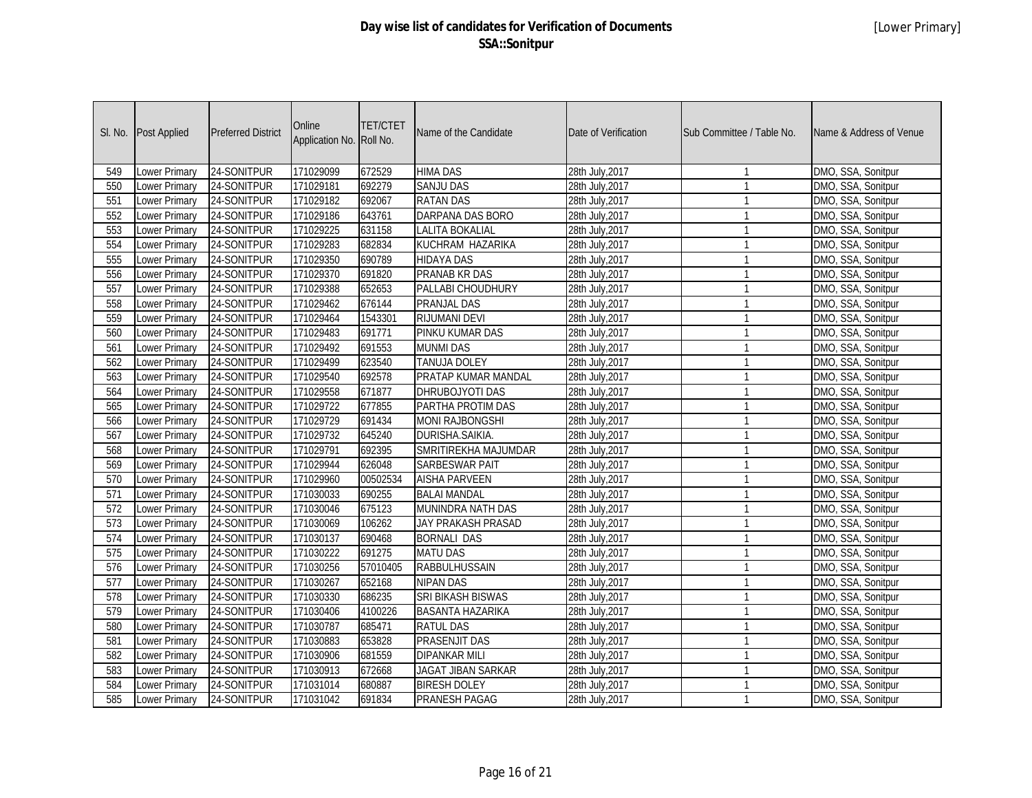# Day wise list of candidates for Verification of Documents
## SSA::Sonitpur

[Lower Primary]

| Sl. No. | Post Applied | Preferred District | Online Application No. | TET/CTET Roll No. | Name of the Candidate | Date of Verification | Sub Committee / Table No. | Name & Address of Venue |
|---|---|---|---|---|---|---|---|---|
| 549 | Lower Primary | 24-SONITPUR | 171029099 | 672529 | HIMA DAS | 28th July,2017 | 1 | DMO, SSA, Sonitpur |
| 550 | Lower Primary | 24-SONITPUR | 171029181 | 692279 | SANJU DAS | 28th July,2017 | 1 | DMO, SSA, Sonitpur |
| 551 | Lower Primary | 24-SONITPUR | 171029182 | 692067 | RATAN DAS | 28th July,2017 | 1 | DMO, SSA, Sonitpur |
| 552 | Lower Primary | 24-SONITPUR | 171029186 | 643761 | DARPANA DAS BORO | 28th July,2017 | 1 | DMO, SSA, Sonitpur |
| 553 | Lower Primary | 24-SONITPUR | 171029225 | 631158 | LALITA BOKALIAL | 28th July,2017 | 1 | DMO, SSA, Sonitpur |
| 554 | Lower Primary | 24-SONITPUR | 171029283 | 682834 | KUCHRAM HAZARIKA | 28th July,2017 | 1 | DMO, SSA, Sonitpur |
| 555 | Lower Primary | 24-SONITPUR | 171029350 | 690789 | HIDAYA DAS | 28th July,2017 | 1 | DMO, SSA, Sonitpur |
| 556 | Lower Primary | 24-SONITPUR | 171029370 | 691820 | PRANAB KR DAS | 28th July,2017 | 1 | DMO, SSA, Sonitpur |
| 557 | Lower Primary | 24-SONITPUR | 171029388 | 652653 | PALLABI CHOUDHURY | 28th July,2017 | 1 | DMO, SSA, Sonitpur |
| 558 | Lower Primary | 24-SONITPUR | 171029462 | 676144 | PRANJAL DAS | 28th July,2017 | 1 | DMO, SSA, Sonitpur |
| 559 | Lower Primary | 24-SONITPUR | 171029464 | 1543301 | RIJUMANI DEVI | 28th July,2017 | 1 | DMO, SSA, Sonitpur |
| 560 | Lower Primary | 24-SONITPUR | 171029483 | 691771 | PINKU KUMAR DAS | 28th July,2017 | 1 | DMO, SSA, Sonitpur |
| 561 | Lower Primary | 24-SONITPUR | 171029492 | 691553 | MUNMI DAS | 28th July,2017 | 1 | DMO, SSA, Sonitpur |
| 562 | Lower Primary | 24-SONITPUR | 171029499 | 623540 | TANUJA DOLEY | 28th July,2017 | 1 | DMO, SSA, Sonitpur |
| 563 | Lower Primary | 24-SONITPUR | 171029540 | 692578 | PRATAP KUMAR MANDAL | 28th July,2017 | 1 | DMO, SSA, Sonitpur |
| 564 | Lower Primary | 24-SONITPUR | 171029558 | 671877 | DHRUBOJYOTI DAS | 28th July,2017 | 1 | DMO, SSA, Sonitpur |
| 565 | Lower Primary | 24-SONITPUR | 171029722 | 677855 | PARTHA PROTIM DAS | 28th July,2017 | 1 | DMO, SSA, Sonitpur |
| 566 | Lower Primary | 24-SONITPUR | 171029729 | 691434 | MONI RAJBONGSHI | 28th July,2017 | 1 | DMO, SSA, Sonitpur |
| 567 | Lower Primary | 24-SONITPUR | 171029732 | 645240 | DURISHA.SAIKIA. | 28th July,2017 | 1 | DMO, SSA, Sonitpur |
| 568 | Lower Primary | 24-SONITPUR | 171029791 | 692395 | SMRITIREKHA MAJUMDAR | 28th July,2017 | 1 | DMO, SSA, Sonitpur |
| 569 | Lower Primary | 24-SONITPUR | 171029944 | 626048 | SARBESWAR PAIT | 28th July,2017 | 1 | DMO, SSA, Sonitpur |
| 570 | Lower Primary | 24-SONITPUR | 171029960 | 00502534 | AISHA PARVEEN | 28th July,2017 | 1 | DMO, SSA, Sonitpur |
| 571 | Lower Primary | 24-SONITPUR | 171030033 | 690255 | BALAI MANDAL | 28th July,2017 | 1 | DMO, SSA, Sonitpur |
| 572 | Lower Primary | 24-SONITPUR | 171030046 | 675123 | MUNINDRA NATH DAS | 28th July,2017 | 1 | DMO, SSA, Sonitpur |
| 573 | Lower Primary | 24-SONITPUR | 171030069 | 106262 | JAY PRAKASH PRASAD | 28th July,2017 | 1 | DMO, SSA, Sonitpur |
| 574 | Lower Primary | 24-SONITPUR | 171030137 | 690468 | BORNALI DAS | 28th July,2017 | 1 | DMO, SSA, Sonitpur |
| 575 | Lower Primary | 24-SONITPUR | 171030222 | 691275 | MATU DAS | 28th July,2017 | 1 | DMO, SSA, Sonitpur |
| 576 | Lower Primary | 24-SONITPUR | 171030256 | 57010405 | RABBULHUSSAIN | 28th July,2017 | 1 | DMO, SSA, Sonitpur |
| 577 | Lower Primary | 24-SONITPUR | 171030267 | 652168 | NIPAN DAS | 28th July,2017 | 1 | DMO, SSA, Sonitpur |
| 578 | Lower Primary | 24-SONITPUR | 171030330 | 686235 | SRI BIKASH BISWAS | 28th July,2017 | 1 | DMO, SSA, Sonitpur |
| 579 | Lower Primary | 24-SONITPUR | 171030406 | 4100226 | BASANTA HAZARIKA | 28th July,2017 | 1 | DMO, SSA, Sonitpur |
| 580 | Lower Primary | 24-SONITPUR | 171030787 | 685471 | RATUL DAS | 28th July,2017 | 1 | DMO, SSA, Sonitpur |
| 581 | Lower Primary | 24-SONITPUR | 171030883 | 653828 | PRASENJIT DAS | 28th July,2017 | 1 | DMO, SSA, Sonitpur |
| 582 | Lower Primary | 24-SONITPUR | 171030906 | 681559 | DIPANKAR MILI | 28th July,2017 | 1 | DMO, SSA, Sonitpur |
| 583 | Lower Primary | 24-SONITPUR | 171030913 | 672668 | JAGAT JIBAN SARKAR | 28th July,2017 | 1 | DMO, SSA, Sonitpur |
| 584 | Lower Primary | 24-SONITPUR | 171031014 | 680887 | BIRESH DOLEY | 28th July,2017 | 1 | DMO, SSA, Sonitpur |
| 585 | Lower Primary | 24-SONITPUR | 171031042 | 691834 | PRANESH PAGAG | 28th July,2017 | 1 | DMO, SSA, Sonitpur |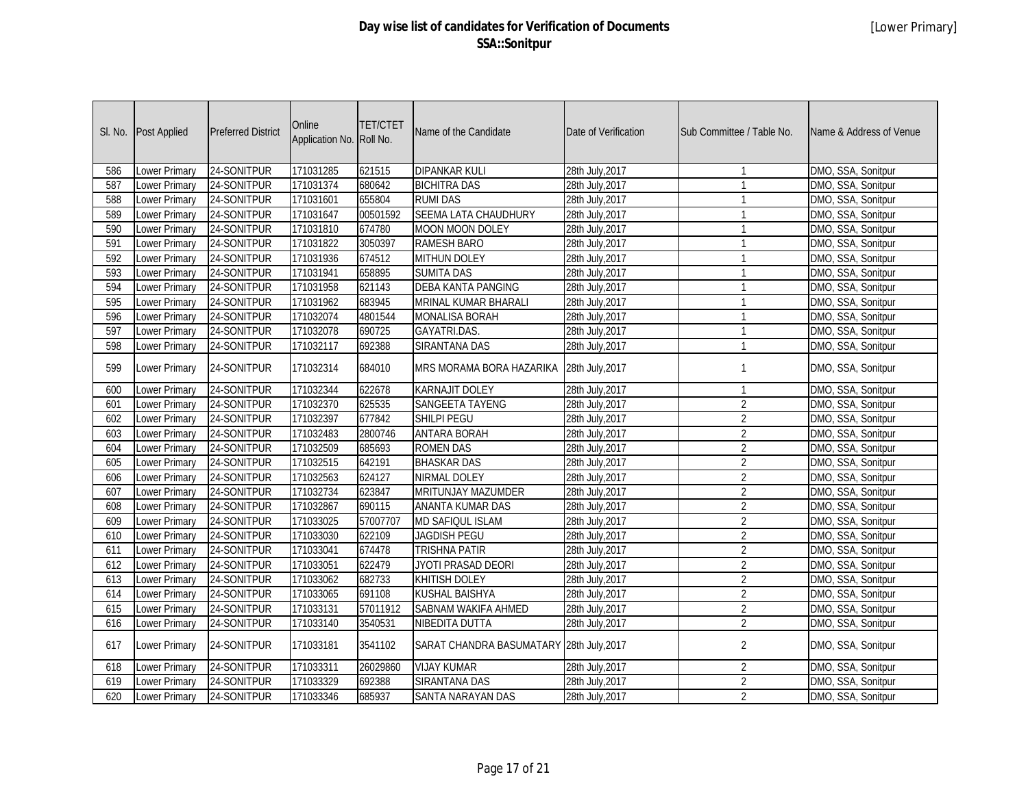# Day wise list of candidates for Verification of Documents
## SSA::Sonitpur

[Lower Primary]

| Sl. No. | Post Applied | Preferred District | Online Application No. | TET/CTET Roll No. | Name of the Candidate | Date of Verification | Sub Committee / Table No. | Name & Address of Venue |
|---|---|---|---|---|---|---|---|---|
| 586 | Lower Primary | 24-SONITPUR | 171031285 | 621515 | DIPANKAR KULI | 28th July,2017 | 1 | DMO, SSA, Sonitpur |
| 587 | Lower Primary | 24-SONITPUR | 171031374 | 680642 | BICHITRA DAS | 28th July,2017 | 1 | DMO, SSA, Sonitpur |
| 588 | Lower Primary | 24-SONITPUR | 171031601 | 655804 | RUMI DAS | 28th July,2017 | 1 | DMO, SSA, Sonitpur |
| 589 | Lower Primary | 24-SONITPUR | 171031647 | 00501592 | SEEMA LATA CHAUDHURY | 28th July,2017 | 1 | DMO, SSA, Sonitpur |
| 590 | Lower Primary | 24-SONITPUR | 171031810 | 674780 | MOON MOON DOLEY | 28th July,2017 | 1 | DMO, SSA, Sonitpur |
| 591 | Lower Primary | 24-SONITPUR | 171031822 | 3050397 | RAMESH BARO | 28th July,2017 | 1 | DMO, SSA, Sonitpur |
| 592 | Lower Primary | 24-SONITPUR | 171031936 | 674512 | MITHUN DOLEY | 28th July,2017 | 1 | DMO, SSA, Sonitpur |
| 593 | Lower Primary | 24-SONITPUR | 171031941 | 658895 | SUMITA DAS | 28th July,2017 | 1 | DMO, SSA, Sonitpur |
| 594 | Lower Primary | 24-SONITPUR | 171031958 | 621143 | DEBA KANTA PANGING | 28th July,2017 | 1 | DMO, SSA, Sonitpur |
| 595 | Lower Primary | 24-SONITPUR | 171031962 | 683945 | MRINAL KUMAR BHARALI | 28th July,2017 | 1 | DMO, SSA, Sonitpur |
| 596 | Lower Primary | 24-SONITPUR | 171032074 | 4801544 | MONALISA BORAH | 28th July,2017 | 1 | DMO, SSA, Sonitpur |
| 597 | Lower Primary | 24-SONITPUR | 171032078 | 690725 | GAYATRI.DAS. | 28th July,2017 | 1 | DMO, SSA, Sonitpur |
| 598 | Lower Primary | 24-SONITPUR | 171032117 | 692388 | SIRANTANA DAS | 28th July,2017 | 1 | DMO, SSA, Sonitpur |
| 599 | Lower Primary | 24-SONITPUR | 171032314 | 684010 | MRS MORAMA BORA HAZARIKA | 28th July,2017 | 1 | DMO, SSA, Sonitpur |
| 600 | Lower Primary | 24-SONITPUR | 171032344 | 622678 | KARNAJIT DOLEY | 28th July,2017 | 1 | DMO, SSA, Sonitpur |
| 601 | Lower Primary | 24-SONITPUR | 171032370 | 625535 | SANGEETA TAYENG | 28th July,2017 | 2 | DMO, SSA, Sonitpur |
| 602 | Lower Primary | 24-SONITPUR | 171032397 | 677842 | SHILPI PEGU | 28th July,2017 | 2 | DMO, SSA, Sonitpur |
| 603 | Lower Primary | 24-SONITPUR | 171032483 | 2800746 | ANTARA BORAH | 28th July,2017 | 2 | DMO, SSA, Sonitpur |
| 604 | Lower Primary | 24-SONITPUR | 171032509 | 685693 | ROMEN DAS | 28th July,2017 | 2 | DMO, SSA, Sonitpur |
| 605 | Lower Primary | 24-SONITPUR | 171032515 | 642191 | BHASKAR DAS | 28th July,2017 | 2 | DMO, SSA, Sonitpur |
| 606 | Lower Primary | 24-SONITPUR | 171032563 | 624127 | NIRMAL DOLEY | 28th July,2017 | 2 | DMO, SSA, Sonitpur |
| 607 | Lower Primary | 24-SONITPUR | 171032734 | 623847 | MRITUNJAY MAZUMDER | 28th July,2017 | 2 | DMO, SSA, Sonitpur |
| 608 | Lower Primary | 24-SONITPUR | 171032867 | 690115 | ANANTA KUMAR DAS | 28th July,2017 | 2 | DMO, SSA, Sonitpur |
| 609 | Lower Primary | 24-SONITPUR | 171033025 | 57007707 | MD SAFIQUL ISLAM | 28th July,2017 | 2 | DMO, SSA, Sonitpur |
| 610 | Lower Primary | 24-SONITPUR | 171033030 | 622109 | JAGDISH PEGU | 28th July,2017 | 2 | DMO, SSA, Sonitpur |
| 611 | Lower Primary | 24-SONITPUR | 171033041 | 674478 | TRISHNA PATIR | 28th July,2017 | 2 | DMO, SSA, Sonitpur |
| 612 | Lower Primary | 24-SONITPUR | 171033051 | 622479 | JYOTI PRASAD DEORI | 28th July,2017 | 2 | DMO, SSA, Sonitpur |
| 613 | Lower Primary | 24-SONITPUR | 171033062 | 682733 | KHITISH DOLEY | 28th July,2017 | 2 | DMO, SSA, Sonitpur |
| 614 | Lower Primary | 24-SONITPUR | 171033065 | 691108 | KUSHAL BAISHYA | 28th July,2017 | 2 | DMO, SSA, Sonitpur |
| 615 | Lower Primary | 24-SONITPUR | 171033131 | 57011912 | SABNAM WAKIFA AHMED | 28th July,2017 | 2 | DMO, SSA, Sonitpur |
| 616 | Lower Primary | 24-SONITPUR | 171033140 | 3540531 | NIBEDITA DUTTA | 28th July,2017 | 2 | DMO, SSA, Sonitpur |
| 617 | Lower Primary | 24-SONITPUR | 171033181 | 3541102 | SARAT CHANDRA BASUMATARY | 28th July,2017 | 2 | DMO, SSA, Sonitpur |
| 618 | Lower Primary | 24-SONITPUR | 171033311 | 26029860 | VIJAY KUMAR | 28th July,2017 | 2 | DMO, SSA, Sonitpur |
| 619 | Lower Primary | 24-SONITPUR | 171033329 | 692388 | SIRANTANA DAS | 28th July,2017 | 2 | DMO, SSA, Sonitpur |
| 620 | Lower Primary | 24-SONITPUR | 171033346 | 685937 | SANTA NARAYAN DAS | 28th July,2017 | 2 | DMO, SSA, Sonitpur |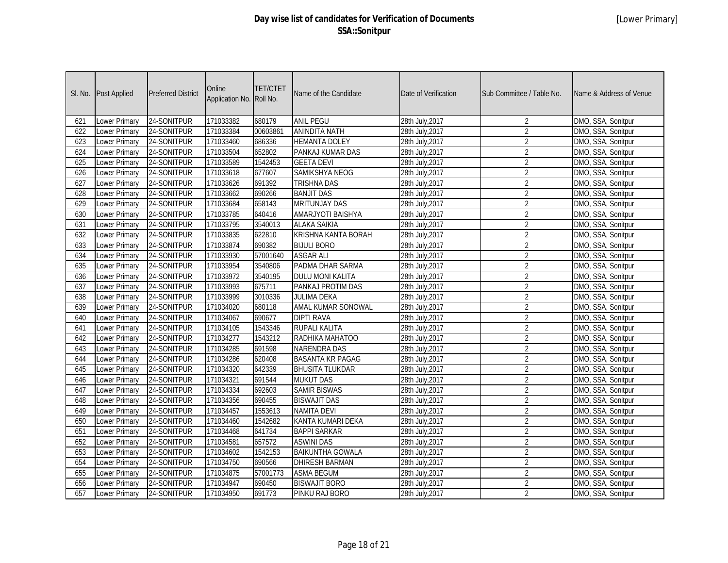# Day wise list of candidates for Verification of Documents
## SSA::Sonitpur

[Lower Primary]

| Sl. No. | Post Applied | Preferred District | Online Application No. | TET/CTET Roll No. | Name of the Candidate | Date of Verification | Sub Committee / Table No. | Name & Address of Venue |
|---|---|---|---|---|---|---|---|---|
| 621 | Lower Primary | 24-SONITPUR | 171033382 | 680179 | ANIL PEGU | 28th July,2017 | 2 | DMO, SSA, Sonitpur |
| 622 | Lower Primary | 24-SONITPUR | 171033384 | 00603861 | ANINDITA NATH | 28th July,2017 | 2 | DMO, SSA, Sonitpur |
| 623 | Lower Primary | 24-SONITPUR | 171033460 | 686336 | HEMANTA DOLEY | 28th July,2017 | 2 | DMO, SSA, Sonitpur |
| 624 | Lower Primary | 24-SONITPUR | 171033504 | 652802 | PANKAJ KUMAR DAS | 28th July,2017 | 2 | DMO, SSA, Sonitpur |
| 625 | Lower Primary | 24-SONITPUR | 171033589 | 1542453 | GEETA DEVI | 28th July,2017 | 2 | DMO, SSA, Sonitpur |
| 626 | Lower Primary | 24-SONITPUR | 171033618 | 677607 | SAMIKSHYA NEOG | 28th July,2017 | 2 | DMO, SSA, Sonitpur |
| 627 | Lower Primary | 24-SONITPUR | 171033626 | 691392 | TRISHNA DAS | 28th July,2017 | 2 | DMO, SSA, Sonitpur |
| 628 | Lower Primary | 24-SONITPUR | 171033662 | 690266 | BANJIT DAS | 28th July,2017 | 2 | DMO, SSA, Sonitpur |
| 629 | Lower Primary | 24-SONITPUR | 171033684 | 658143 | MRITUNJAY DAS | 28th July,2017 | 2 | DMO, SSA, Sonitpur |
| 630 | Lower Primary | 24-SONITPUR | 171033785 | 640416 | AMARJYOTI BAISHYA | 28th July,2017 | 2 | DMO, SSA, Sonitpur |
| 631 | Lower Primary | 24-SONITPUR | 171033795 | 3540013 | ALAKA SAIKIA | 28th July,2017 | 2 | DMO, SSA, Sonitpur |
| 632 | Lower Primary | 24-SONITPUR | 171033835 | 622810 | KRISHNA KANTA BORAH | 28th July,2017 | 2 | DMO, SSA, Sonitpur |
| 633 | Lower Primary | 24-SONITPUR | 171033874 | 690382 | BIJULI BORO | 28th July,2017 | 2 | DMO, SSA, Sonitpur |
| 634 | Lower Primary | 24-SONITPUR | 171033930 | 57001640 | ASGAR ALI | 28th July,2017 | 2 | DMO, SSA, Sonitpur |
| 635 | Lower Primary | 24-SONITPUR | 171033954 | 3540806 | PADMA DHAR SARMA | 28th July,2017 | 2 | DMO, SSA, Sonitpur |
| 636 | Lower Primary | 24-SONITPUR | 171033972 | 3540195 | DULU MONI KALITA | 28th July,2017 | 2 | DMO, SSA, Sonitpur |
| 637 | Lower Primary | 24-SONITPUR | 171033993 | 675711 | PANKAJ PROTIM DAS | 28th July,2017 | 2 | DMO, SSA, Sonitpur |
| 638 | Lower Primary | 24-SONITPUR | 171033999 | 3010336 | JULIMA DEKA | 28th July,2017 | 2 | DMO, SSA, Sonitpur |
| 639 | Lower Primary | 24-SONITPUR | 171034020 | 680118 | AMAL KUMAR SONOWAL | 28th July,2017 | 2 | DMO, SSA, Sonitpur |
| 640 | Lower Primary | 24-SONITPUR | 171034067 | 690677 | DIPTI RAVA | 28th July,2017 | 2 | DMO, SSA, Sonitpur |
| 641 | Lower Primary | 24-SONITPUR | 171034105 | 1543346 | RUPALI KALITA | 28th July,2017 | 2 | DMO, SSA, Sonitpur |
| 642 | Lower Primary | 24-SONITPUR | 171034277 | 1543212 | RADHIKA MAHATOO | 28th July,2017 | 2 | DMO, SSA, Sonitpur |
| 643 | Lower Primary | 24-SONITPUR | 171034285 | 691598 | NARENDRA DAS | 28th July,2017 | 2 | DMO, SSA, Sonitpur |
| 644 | Lower Primary | 24-SONITPUR | 171034286 | 620408 | BASANTA KR PAGAG | 28th July,2017 | 2 | DMO, SSA, Sonitpur |
| 645 | Lower Primary | 24-SONITPUR | 171034320 | 642339 | BHUSITA TLUKDAR | 28th July,2017 | 2 | DMO, SSA, Sonitpur |
| 646 | Lower Primary | 24-SONITPUR | 171034321 | 691544 | MUKUT DAS | 28th July,2017 | 2 | DMO, SSA, Sonitpur |
| 647 | Lower Primary | 24-SONITPUR | 171034334 | 692603 | SAMIR BISWAS | 28th July,2017 | 2 | DMO, SSA, Sonitpur |
| 648 | Lower Primary | 24-SONITPUR | 171034356 | 690455 | BISWAJIT DAS | 28th July,2017 | 2 | DMO, SSA, Sonitpur |
| 649 | Lower Primary | 24-SONITPUR | 171034457 | 1553613 | NAMITA DEVI | 28th July,2017 | 2 | DMO, SSA, Sonitpur |
| 650 | Lower Primary | 24-SONITPUR | 171034460 | 1542682 | KANTA KUMARI DEKA | 28th July,2017 | 2 | DMO, SSA, Sonitpur |
| 651 | Lower Primary | 24-SONITPUR | 171034468 | 641734 | BAPPI SARKAR | 28th July,2017 | 2 | DMO, SSA, Sonitpur |
| 652 | Lower Primary | 24-SONITPUR | 171034581 | 657572 | ASWINI DAS | 28th July,2017 | 2 | DMO, SSA, Sonitpur |
| 653 | Lower Primary | 24-SONITPUR | 171034602 | 1542153 | BAIKUNTHA GOWALA | 28th July,2017 | 2 | DMO, SSA, Sonitpur |
| 654 | Lower Primary | 24-SONITPUR | 171034750 | 690566 | DHIRESH BARMAN | 28th July,2017 | 2 | DMO, SSA, Sonitpur |
| 655 | Lower Primary | 24-SONITPUR | 171034875 | 57001773 | ASMA BEGUM | 28th July,2017 | 2 | DMO, SSA, Sonitpur |
| 656 | Lower Primary | 24-SONITPUR | 171034947 | 690450 | BISWAJIT BORO | 28th July,2017 | 2 | DMO, SSA, Sonitpur |
| 657 | Lower Primary | 24-SONITPUR | 171034950 | 691773 | PINKU RAJ BORO | 28th July,2017 | 2 | DMO, SSA, Sonitpur |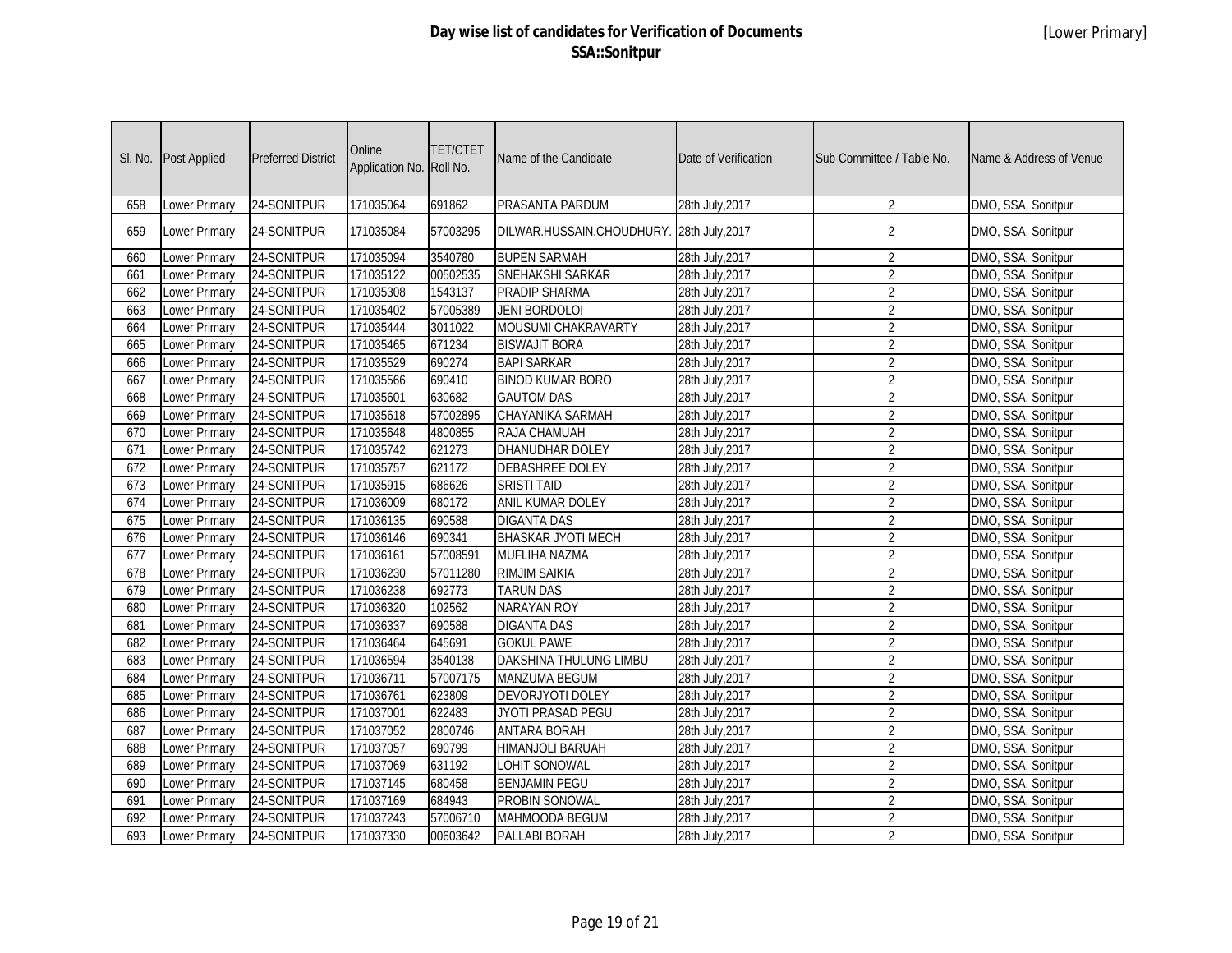# Day wise list of candidates for Verification of Documents
## SSA::Sonitpur

[Lower Primary]

| Sl. No. | Post Applied | Preferred District | Online Application No. | TET/CTET Roll No. | Name of the Candidate | Date of Verification | Sub Committee / Table No. | Name & Address of Venue |
|---|---|---|---|---|---|---|---|---|
| 658 | Lower Primary | 24-SONITPUR | 171035064 | 691862 | PRASANTA PARDUM | 28th July,2017 | 2 | DMO, SSA, Sonitpur |
| 659 | Lower Primary | 24-SONITPUR | 171035084 | 57003295 | DILWAR.HUSSAIN.CHOUDHURY. | 28th July,2017 | 2 | DMO, SSA, Sonitpur |
| 660 | Lower Primary | 24-SONITPUR | 171035094 | 3540780 | BUPEN SARMAH | 28th July,2017 | 2 | DMO, SSA, Sonitpur |
| 661 | Lower Primary | 24-SONITPUR | 171035122 | 00502535 | SNEHAKSHI SARKAR | 28th July,2017 | 2 | DMO, SSA, Sonitpur |
| 662 | Lower Primary | 24-SONITPUR | 171035308 | 1543137 | PRADIP SHARMA | 28th July,2017 | 2 | DMO, SSA, Sonitpur |
| 663 | Lower Primary | 24-SONITPUR | 171035402 | 57005389 | JENI BORDOLOI | 28th July,2017 | 2 | DMO, SSA, Sonitpur |
| 664 | Lower Primary | 24-SONITPUR | 171035444 | 3011022 | MOUSUMI CHAKRAVARTY | 28th July,2017 | 2 | DMO, SSA, Sonitpur |
| 665 | Lower Primary | 24-SONITPUR | 171035465 | 671234 | BISWAJIT BORA | 28th July,2017 | 2 | DMO, SSA, Sonitpur |
| 666 | Lower Primary | 24-SONITPUR | 171035529 | 690274 | BAPI SARKAR | 28th July,2017 | 2 | DMO, SSA, Sonitpur |
| 667 | Lower Primary | 24-SONITPUR | 171035566 | 690410 | BINOD KUMAR BORO | 28th July,2017 | 2 | DMO, SSA, Sonitpur |
| 668 | Lower Primary | 24-SONITPUR | 171035601 | 630682 | GAUTOM DAS | 28th July,2017 | 2 | DMO, SSA, Sonitpur |
| 669 | Lower Primary | 24-SONITPUR | 171035618 | 57002895 | CHAYANIKA SARMAH | 28th July,2017 | 2 | DMO, SSA, Sonitpur |
| 670 | Lower Primary | 24-SONITPUR | 171035648 | 4800855 | RAJA CHAMUAH | 28th July,2017 | 2 | DMO, SSA, Sonitpur |
| 671 | Lower Primary | 24-SONITPUR | 171035742 | 621273 | DHANUDHAR DOLEY | 28th July,2017 | 2 | DMO, SSA, Sonitpur |
| 672 | Lower Primary | 24-SONITPUR | 171035757 | 621172 | DEBASHREE DOLEY | 28th July,2017 | 2 | DMO, SSA, Sonitpur |
| 673 | Lower Primary | 24-SONITPUR | 171035915 | 686626 | SRISTI TAID | 28th July,2017 | 2 | DMO, SSA, Sonitpur |
| 674 | Lower Primary | 24-SONITPUR | 171036009 | 680172 | ANIL KUMAR DOLEY | 28th July,2017 | 2 | DMO, SSA, Sonitpur |
| 675 | Lower Primary | 24-SONITPUR | 171036135 | 690588 | DIGANTA DAS | 28th July,2017 | 2 | DMO, SSA, Sonitpur |
| 676 | Lower Primary | 24-SONITPUR | 171036146 | 690341 | BHASKAR JYOTI MECH | 28th July,2017 | 2 | DMO, SSA, Sonitpur |
| 677 | Lower Primary | 24-SONITPUR | 171036161 | 57008591 | MUFLIHA NAZMA | 28th July,2017 | 2 | DMO, SSA, Sonitpur |
| 678 | Lower Primary | 24-SONITPUR | 171036230 | 57011280 | RIMJIM SAIKIA | 28th July,2017 | 2 | DMO, SSA, Sonitpur |
| 679 | Lower Primary | 24-SONITPUR | 171036238 | 692773 | TARUN DAS | 28th July,2017 | 2 | DMO, SSA, Sonitpur |
| 680 | Lower Primary | 24-SONITPUR | 171036320 | 102562 | NARAYAN ROY | 28th July,2017 | 2 | DMO, SSA, Sonitpur |
| 681 | Lower Primary | 24-SONITPUR | 171036337 | 690588 | DIGANTA DAS | 28th July,2017 | 2 | DMO, SSA, Sonitpur |
| 682 | Lower Primary | 24-SONITPUR | 171036464 | 645691 | GOKUL PAWE | 28th July,2017 | 2 | DMO, SSA, Sonitpur |
| 683 | Lower Primary | 24-SONITPUR | 171036594 | 3540138 | DAKSHINA THULUNG LIMBU | 28th July,2017 | 2 | DMO, SSA, Sonitpur |
| 684 | Lower Primary | 24-SONITPUR | 171036711 | 57007175 | MANZUMA BEGUM | 28th July,2017 | 2 | DMO, SSA, Sonitpur |
| 685 | Lower Primary | 24-SONITPUR | 171036761 | 623809 | DEVORJYOTI DOLEY | 28th July,2017 | 2 | DMO, SSA, Sonitpur |
| 686 | Lower Primary | 24-SONITPUR | 171037001 | 622483 | JYOTI PRASAD PEGU | 28th July,2017 | 2 | DMO, SSA, Sonitpur |
| 687 | Lower Primary | 24-SONITPUR | 171037052 | 2800746 | ANTARA BORAH | 28th July,2017 | 2 | DMO, SSA, Sonitpur |
| 688 | Lower Primary | 24-SONITPUR | 171037057 | 690799 | HIMANJOLI BARUAH | 28th July,2017 | 2 | DMO, SSA, Sonitpur |
| 689 | Lower Primary | 24-SONITPUR | 171037069 | 631192 | LOHIT SONOWAL | 28th July,2017 | 2 | DMO, SSA, Sonitpur |
| 690 | Lower Primary | 24-SONITPUR | 171037145 | 680458 | BENJAMIN PEGU | 28th July,2017 | 2 | DMO, SSA, Sonitpur |
| 691 | Lower Primary | 24-SONITPUR | 171037169 | 684943 | PROBIN SONOWAL | 28th July,2017 | 2 | DMO, SSA, Sonitpur |
| 692 | Lower Primary | 24-SONITPUR | 171037243 | 57006710 | MAHMOODA BEGUM | 28th July,2017 | 2 | DMO, SSA, Sonitpur |
| 693 | Lower Primary | 24-SONITPUR | 171037330 | 00603642 | PALLABI BORAH | 28th July,2017 | 2 | DMO, SSA, Sonitpur |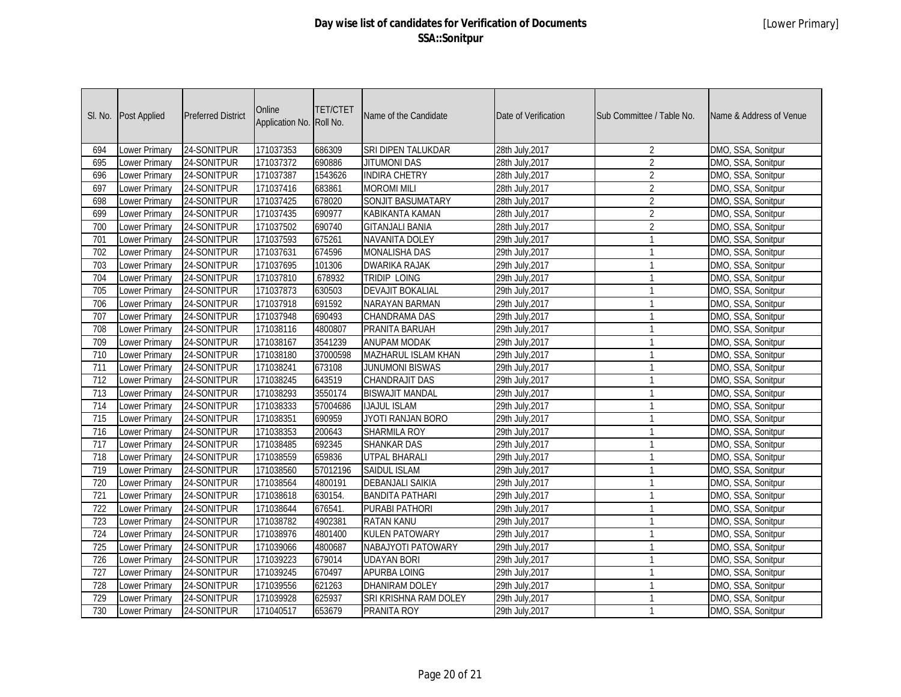# Day wise list of candidates for Verification of Documents
## SSA::Sonitpur

[Lower Primary]

| Sl. No. | Post Applied | Preferred District | Online Application No. | TET/CTET Roll No. | Name of the Candidate | Date of Verification | Sub Committee / Table No. | Name & Address of Venue |
|---|---|---|---|---|---|---|---|---|
| 694 | Lower Primary | 24-SONITPUR | 171037353 | 686309 | SRI DIPEN TALUKDAR | 28th July,2017 | 2 | DMO, SSA, Sonitpur |
| 695 | Lower Primary | 24-SONITPUR | 171037372 | 690886 | JITUMONI DAS | 28th July,2017 | 2 | DMO, SSA, Sonitpur |
| 696 | Lower Primary | 24-SONITPUR | 171037387 | 1543626 | INDIRA CHETRY | 28th July,2017 | 2 | DMO, SSA, Sonitpur |
| 697 | Lower Primary | 24-SONITPUR | 171037416 | 683861 | MOROMI MILI | 28th July,2017 | 2 | DMO, SSA, Sonitpur |
| 698 | Lower Primary | 24-SONITPUR | 171037425 | 678020 | SONJIT BASUMATARY | 28th July,2017 | 2 | DMO, SSA, Sonitpur |
| 699 | Lower Primary | 24-SONITPUR | 171037435 | 690977 | KABIKANTA KAMAN | 28th July,2017 | 2 | DMO, SSA, Sonitpur |
| 700 | Lower Primary | 24-SONITPUR | 171037502 | 690740 | GITANJALI BANIA | 28th July,2017 | 2 | DMO, SSA, Sonitpur |
| 701 | Lower Primary | 24-SONITPUR | 171037593 | 675261 | NAVANITA DOLEY | 29th July,2017 | 1 | DMO, SSA, Sonitpur |
| 702 | Lower Primary | 24-SONITPUR | 171037631 | 674596 | MONALISHA DAS | 29th July,2017 | 1 | DMO, SSA, Sonitpur |
| 703 | Lower Primary | 24-SONITPUR | 171037695 | 101306 | DWARIKA RAJAK | 29th July,2017 | 1 | DMO, SSA, Sonitpur |
| 704 | Lower Primary | 24-SONITPUR | 171037810 | .678932 | TRIDIP LOING | 29th July,2017 | 1 | DMO, SSA, Sonitpur |
| 705 | Lower Primary | 24-SONITPUR | 171037873 | 630503 | DEVAJIT BOKALIAL | 29th July,2017 | 1 | DMO, SSA, Sonitpur |
| 706 | Lower Primary | 24-SONITPUR | 171037918 | 691592 | NARAYAN BARMAN | 29th July,2017 | 1 | DMO, SSA, Sonitpur |
| 707 | Lower Primary | 24-SONITPUR | 171037948 | 690493 | CHANDRAMA DAS | 29th July,2017 | 1 | DMO, SSA, Sonitpur |
| 708 | Lower Primary | 24-SONITPUR | 171038116 | 4800807 | PRANITA BARUAH | 29th July,2017 | 1 | DMO, SSA, Sonitpur |
| 709 | Lower Primary | 24-SONITPUR | 171038167 | 3541239 | ANUPAM MODAK | 29th July,2017 | 1 | DMO, SSA, Sonitpur |
| 710 | Lower Primary | 24-SONITPUR | 171038180 | 37000598 | MAZHARUL ISLAM KHAN | 29th July,2017 | 1 | DMO, SSA, Sonitpur |
| 711 | Lower Primary | 24-SONITPUR | 171038241 | 673108 | JUNUMONI BISWAS | 29th July,2017 | 1 | DMO, SSA, Sonitpur |
| 712 | Lower Primary | 24-SONITPUR | 171038245 | 643519 | CHANDRAJIT DAS | 29th July,2017 | 1 | DMO, SSA, Sonitpur |
| 713 | Lower Primary | 24-SONITPUR | 171038293 | 3550174 | BISWAJIT MANDAL | 29th July,2017 | 1 | DMO, SSA, Sonitpur |
| 714 | Lower Primary | 24-SONITPUR | 171038333 | 57004686 | IJAJUL ISLAM | 29th July,2017 | 1 | DMO, SSA, Sonitpur |
| 715 | Lower Primary | 24-SONITPUR | 171038351 | 690959 | JYOTI RANJAN BORO | 29th July,2017 | 1 | DMO, SSA, Sonitpur |
| 716 | Lower Primary | 24-SONITPUR | 171038353 | 200643 | SHARMILA ROY | 29th July,2017 | 1 | DMO, SSA, Sonitpur |
| 717 | Lower Primary | 24-SONITPUR | 171038485 | 692345 | SHANKAR DAS | 29th July,2017 | 1 | DMO, SSA, Sonitpur |
| 718 | Lower Primary | 24-SONITPUR | 171038559 | 659836 | UTPAL BHARALI | 29th July,2017 | 1 | DMO, SSA, Sonitpur |
| 719 | Lower Primary | 24-SONITPUR | 171038560 | 57012196 | SAIDUL ISLAM | 29th July,2017 | 1 | DMO, SSA, Sonitpur |
| 720 | Lower Primary | 24-SONITPUR | 171038564 | 4800191 | DEBANJALI SAIKIA | 29th July,2017 | 1 | DMO, SSA, Sonitpur |
| 721 | Lower Primary | 24-SONITPUR | 171038618 | 630154. | BANDITA PATHARI | 29th July,2017 | 1 | DMO, SSA, Sonitpur |
| 722 | Lower Primary | 24-SONITPUR | 171038644 | 676541. | PURABI PATHORI | 29th July,2017 | 1 | DMO, SSA, Sonitpur |
| 723 | Lower Primary | 24-SONITPUR | 171038782 | 4902381 | RATAN KANU | 29th July,2017 | 1 | DMO, SSA, Sonitpur |
| 724 | Lower Primary | 24-SONITPUR | 171038976 | 4801400 | KULEN PATOWARY | 29th July,2017 | 1 | DMO, SSA, Sonitpur |
| 725 | Lower Primary | 24-SONITPUR | 171039066 | 4800687 | NABAJYOTI PATOWARY | 29th July,2017 | 1 | DMO, SSA, Sonitpur |
| 726 | Lower Primary | 24-SONITPUR | 171039223 | 679014 | UDAYAN BORI | 29th July,2017 | 1 | DMO, SSA, Sonitpur |
| 727 | Lower Primary | 24-SONITPUR | 171039245 | 670497 | APURBA LOING | 29th July,2017 | 1 | DMO, SSA, Sonitpur |
| 728 | Lower Primary | 24-SONITPUR | 171039556 | 621263 | DHANIRAM DOLEY | 29th July,2017 | 1 | DMO, SSA, Sonitpur |
| 729 | Lower Primary | 24-SONITPUR | 171039928 | 625937 | SRI KRISHNA RAM DOLEY | 29th July,2017 | 1 | DMO, SSA, Sonitpur |
| 730 | Lower Primary | 24-SONITPUR | 171040517 | 653679 | PRANITA ROY | 29th July,2017 | 1 | DMO, SSA, Sonitpur |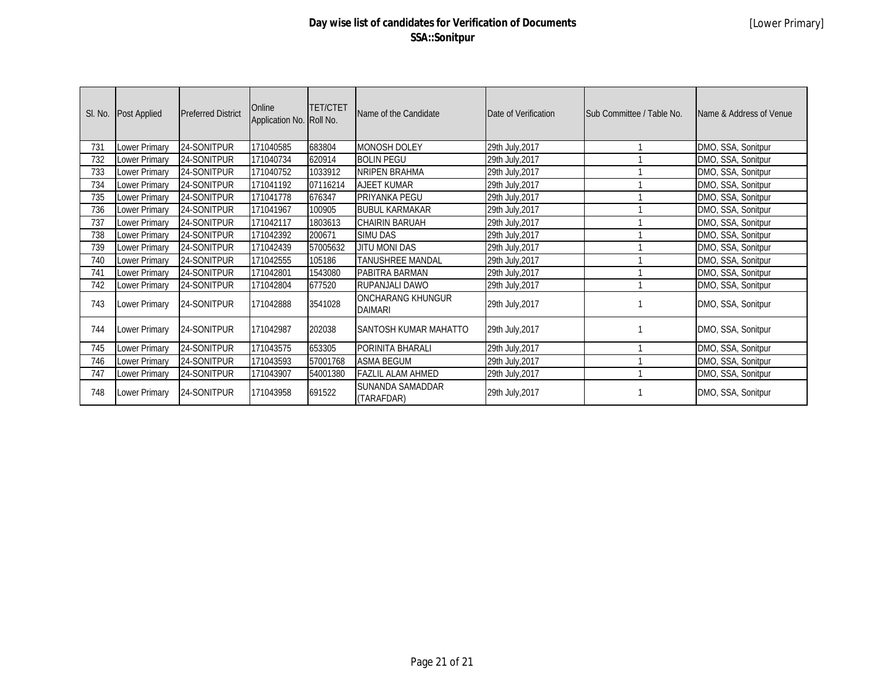# Day wise list of candidates for Verification of Documents
## SSA::Sonitpur

[Lower Primary]

| Sl. No. | Post Applied | Preferred District | Online Application No. | TET/CTET Roll No. | Name of the Candidate | Date of Verification | Sub Committee / Table No. | Name & Address of Venue |
|---|---|---|---|---|---|---|---|---|
| 731 | Lower Primary | 24-SONITPUR | 171040585 | 683804 | MONOSH DOLEY | 29th July,2017 | 1 | DMO, SSA, Sonitpur |
| 732 | Lower Primary | 24-SONITPUR | 171040734 | 620914 | BOLIN PEGU | 29th July,2017 | 1 | DMO, SSA, Sonitpur |
| 733 | Lower Primary | 24-SONITPUR | 171040752 | 1033912 | NRIPEN BRAHMA | 29th July,2017 | 1 | DMO, SSA, Sonitpur |
| 734 | Lower Primary | 24-SONITPUR | 171041192 | 07116214 | AJEET KUMAR | 29th July,2017 | 1 | DMO, SSA, Sonitpur |
| 735 | Lower Primary | 24-SONITPUR | 171041778 | 676347 | PRIYANKA PEGU | 29th July,2017 | 1 | DMO, SSA, Sonitpur |
| 736 | Lower Primary | 24-SONITPUR | 171041967 | 100905 | BUBUL KARMAKAR | 29th July,2017 | 1 | DMO, SSA, Sonitpur |
| 737 | Lower Primary | 24-SONITPUR | 171042117 | 1803613 | CHAIRIN BARUAH | 29th July,2017 | 1 | DMO, SSA, Sonitpur |
| 738 | Lower Primary | 24-SONITPUR | 171042392 | 200671 | SIMU DAS | 29th July,2017 | 1 | DMO, SSA, Sonitpur |
| 739 | Lower Primary | 24-SONITPUR | 171042439 | 57005632 | JITU MONI DAS | 29th July,2017 | 1 | DMO, SSA, Sonitpur |
| 740 | Lower Primary | 24-SONITPUR | 171042555 | 105186 | TANUSHREE MANDAL | 29th July,2017 | 1 | DMO, SSA, Sonitpur |
| 741 | Lower Primary | 24-SONITPUR | 171042801 | 1543080 | PABITRA BARMAN | 29th July,2017 | 1 | DMO, SSA, Sonitpur |
| 742 | Lower Primary | 24-SONITPUR | 171042804 | 677520 | RUPANJALI DAWO | 29th July,2017 | 1 | DMO, SSA, Sonitpur |
| 743 | Lower Primary | 24-SONITPUR | 171042888 | 3541028 | ONCHARANG KHUNGUR DAIMARI | 29th July,2017 | 1 | DMO, SSA, Sonitpur |
| 744 | Lower Primary | 24-SONITPUR | 171042987 | 202038 | SANTOSH KUMAR MAHATTO | 29th July,2017 | 1 | DMO, SSA, Sonitpur |
| 745 | Lower Primary | 24-SONITPUR | 171043575 | 653305 | PORINITA BHARALI | 29th July,2017 | 1 | DMO, SSA, Sonitpur |
| 746 | Lower Primary | 24-SONITPUR | 171043593 | 57001768 | ASMA BEGUM | 29th July,2017 | 1 | DMO, SSA, Sonitpur |
| 747 | Lower Primary | 24-SONITPUR | 171043907 | 54001380 | FAZLIL ALAM AHMED | 29th July,2017 | 1 | DMO, SSA, Sonitpur |
| 748 | Lower Primary | 24-SONITPUR | 171043958 | 691522 | SUNANDA SAMADDAR (TARAFDAR) | 29th July,2017 | 1 | DMO, SSA, Sonitpur |